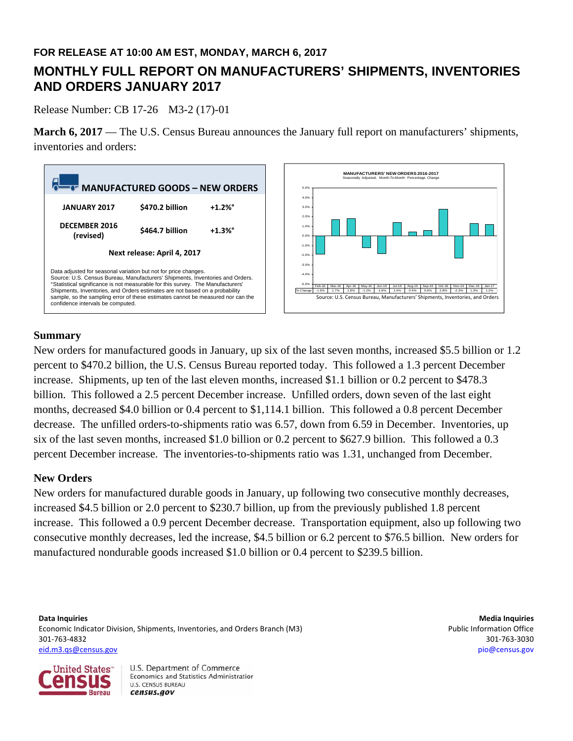**FOR RELEASE AT 10:00 AM EST, MONDAY, MARCH 6, 2017**

# MONTHLY FULL REPORT ON MANUFACTURERS' SHIPMENTS, INVENTORIES AND ORDERS JANUARY 2017

Release Number: CB 17-26 M3-2 (17)-01

**March 6, 2017** — The U.S. Census Bureau announces the January full report on manufacturers' shipments, inventories and orders:

**MANUFACTURED GOODS – NEW ORDERS**

| | | |
|---|---|---|
| **JANUARY 2017** | **$470.2 billion** | **+1.2%°** |
| **DECEMBER 2016 (revised)** | **$464.7 billion** | **+1.3%°** |

**Next release: April 4, 2017**

Data adjusted for seasonal variation but not for price changes.
Source: U.S. Census Bureau, Manufacturers' Shipments, Inventories and Orders.
°Statistical significance is not measurable for this survey. The Manufacturers' Shipments, Inventories, and Orders estimates are not based on a probability sample, so the sampling error of these estimates cannot be measured nor can the confidence intervals be computed.

**MANUFACTURERS' NEW ORDERS 2016-2017**
Seasonally Adjusted, Month-To-Month Percentage Change

| | Feb-16 | Mar-16 | Apr-16 | May-16 | Jun-16 | Jul-16 | Aug-16 | Sep-16 | Oct-16 | Nov-16 | Dec-16 | Jan-17 |
|---|---|---|---|---|---|---|---|---|---|---|---|---|
| % Change | -1.9% | 1.7% | 1.8% | -1.2% | -1.8% | 1.4% | 0.4% | 0.6% | 2.8% | -2.3% | 1.3% | 1.2% |

Source: U.S. Census Bureau, Manufacturers' Shipments, Inventories, and Orders

## Summary

New orders for manufactured goods in January, up six of the last seven months, increased $5.5 billion or 1.2 percent to $470.2 billion, the U.S. Census Bureau reported today. This followed a 1.3 percent December increase. Shipments, up ten of the last eleven months, increased $1.1 billion or 0.2 percent to $478.3 billion. This followed a 2.5 percent December increase. Unfilled orders, down seven of the last eight months, decreased $4.0 billion or 0.4 percent to $1,114.1 billion. This followed a 0.8 percent December decrease. The unfilled orders-to-shipments ratio was 6.57, down from 6.59 in December. Inventories, up six of the last seven months, increased $1.0 billion or 0.2 percent to $627.9 billion. This followed a 0.3 percent December increase. The inventories-to-shipments ratio was 1.31, unchanged from December.

## New Orders

New orders for manufactured durable goods in January, up following two consecutive monthly decreases, increased $4.5 billion or 2.0 percent to $230.7 billion, up from the previously published 1.8 percent increase. This followed a 0.9 percent December decrease. Transportation equipment, also up following two consecutive monthly decreases, led the increase, $4.5 billion or 6.2 percent to $76.5 billion. New orders for manufactured nondurable goods increased $1.0 billion or 0.4 percent to $239.5 billion.

**Data Inquiries**
Economic Indicator Division, Shipments, Inventories, and Orders Branch (M3)
301-763-4832
eid.m3.qs@census.gov

**Media Inquiries**
Public Information Office
301-763-3030
pio@census.gov

U.S. Department of Commerce
Economics and Statistics Administration
U.S. CENSUS BUREAU
census.gov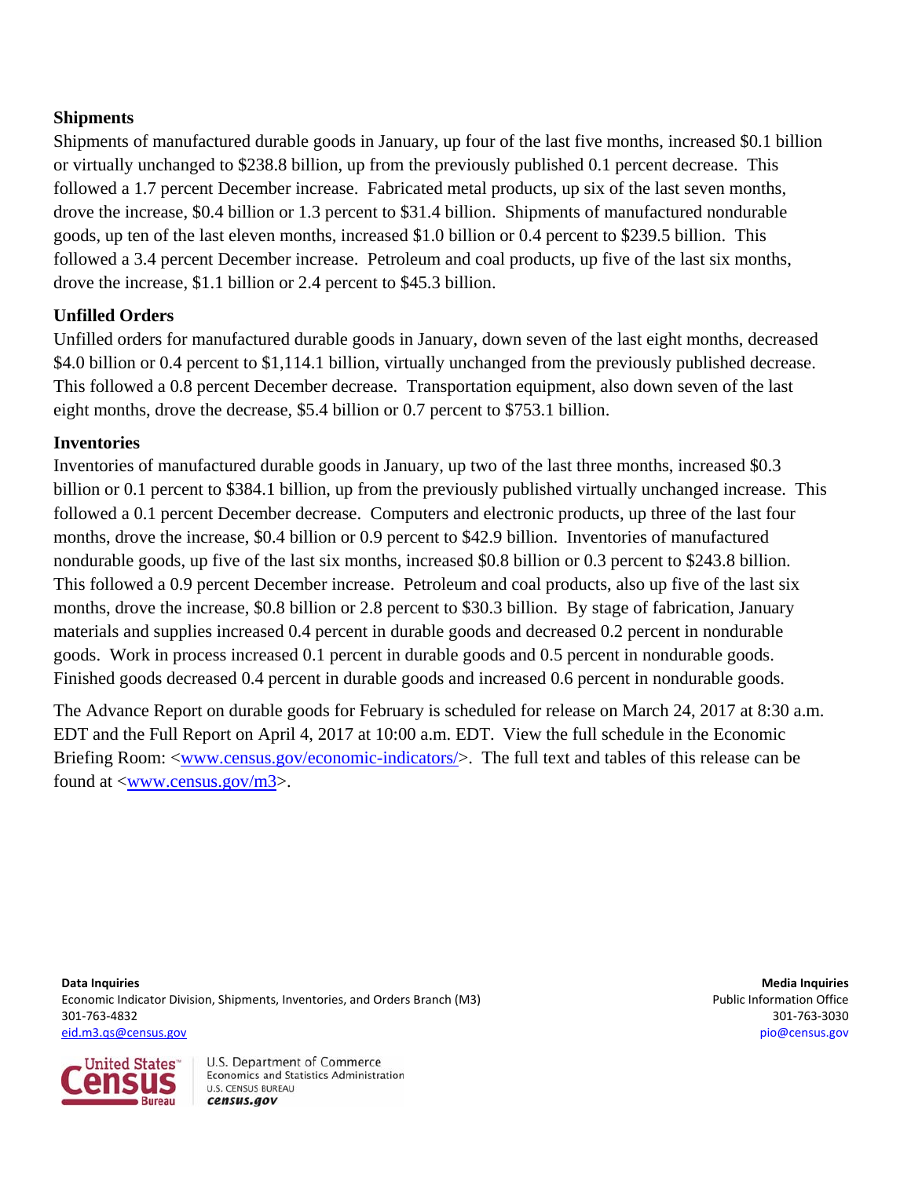### Shipments

Shipments of manufactured durable goods in January, up four of the last five months, increased $0.1 billion or virtually unchanged to $238.8 billion, up from the previously published 0.1 percent decrease. This followed a 1.7 percent December increase. Fabricated metal products, up six of the last seven months, drove the increase, $0.4 billion or 1.3 percent to $31.4 billion. Shipments of manufactured nondurable goods, up ten of the last eleven months, increased $1.0 billion or 0.4 percent to $239.5 billion. This followed a 3.4 percent December increase. Petroleum and coal products, up five of the last six months, drove the increase, $1.1 billion or 2.4 percent to $45.3 billion.

### Unfilled Orders

Unfilled orders for manufactured durable goods in January, down seven of the last eight months, decreased $4.0 billion or 0.4 percent to $1,114.1 billion, virtually unchanged from the previously published decrease. This followed a 0.8 percent December decrease. Transportation equipment, also down seven of the last eight months, drove the decrease, $5.4 billion or 0.7 percent to $753.1 billion.

### Inventories

Inventories of manufactured durable goods in January, up two of the last three months, increased $0.3 billion or 0.1 percent to $384.1 billion, up from the previously published virtually unchanged increase. This followed a 0.1 percent December decrease. Computers and electronic products, up three of the last four months, drove the increase, $0.4 billion or 0.9 percent to $42.9 billion. Inventories of manufactured nondurable goods, up five of the last six months, increased $0.8 billion or 0.3 percent to $243.8 billion. This followed a 0.9 percent December increase. Petroleum and coal products, also up five of the last six months, drove the increase, $0.8 billion or 2.8 percent to $30.3 billion. By stage of fabrication, January materials and supplies increased 0.4 percent in durable goods and decreased 0.2 percent in nondurable goods. Work in process increased 0.1 percent in durable goods and 0.5 percent in nondurable goods. Finished goods decreased 0.4 percent in durable goods and increased 0.6 percent in nondurable goods.

The Advance Report on durable goods for February is scheduled for release on March 24, 2017 at 8:30 a.m. EDT and the Full Report on April 4, 2017 at 10:00 a.m. EDT. View the full schedule in the Economic Briefing Room: <www.census.gov/economic-indicators/>. The full text and tables of this release can be found at <www.census.gov/m3>.

**Data Inquiries**
Economic Indicator Division, Shipments, Inventories, and Orders Branch (M3)
301-763-4832
eid.m3.qs@census.gov

**Media Inquiries**
Public Information Office
301-763-3030
pio@census.gov

U.S. Department of Commerce
Economics and Statistics Administration
U.S. CENSUS BUREAU
census.gov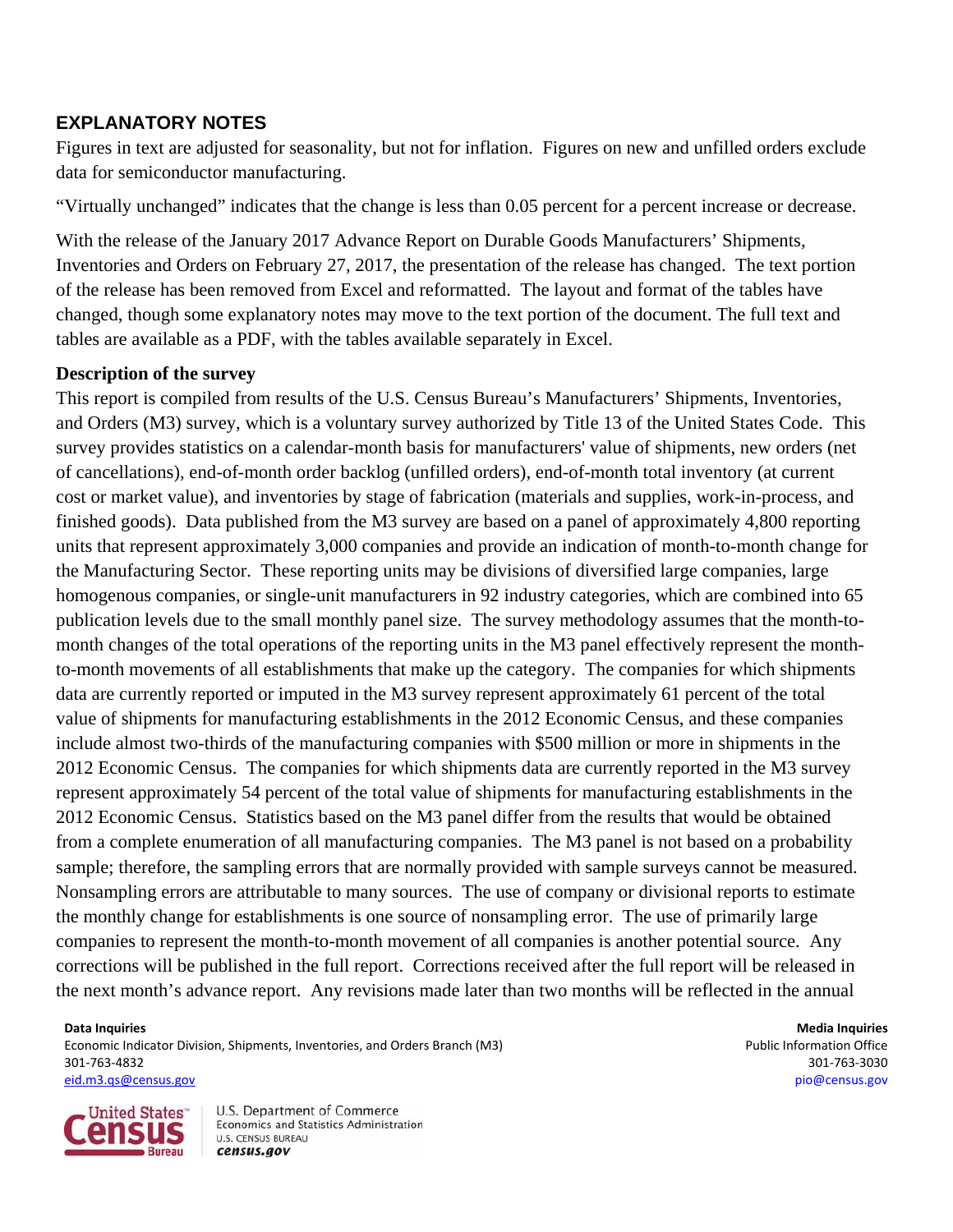## EXPLANATORY NOTES

Figures in text are adjusted for seasonality, but not for inflation. Figures on new and unfilled orders exclude data for semiconductor manufacturing.

"Virtually unchanged" indicates that the change is less than 0.05 percent for a percent increase or decrease.

With the release of the January 2017 Advance Report on Durable Goods Manufacturers' Shipments, Inventories and Orders on February 27, 2017, the presentation of the release has changed. The text portion of the release has been removed from Excel and reformatted. The layout and format of the tables have changed, though some explanatory notes may move to the text portion of the document. The full text and tables are available as a PDF, with the tables available separately in Excel.

**Description of the survey**

This report is compiled from results of the U.S. Census Bureau's Manufacturers' Shipments, Inventories, and Orders (M3) survey, which is a voluntary survey authorized by Title 13 of the United States Code. This survey provides statistics on a calendar-month basis for manufacturers' value of shipments, new orders (net of cancellations), end-of-month order backlog (unfilled orders), end-of-month total inventory (at current cost or market value), and inventories by stage of fabrication (materials and supplies, work-in-process, and finished goods). Data published from the M3 survey are based on a panel of approximately 4,800 reporting units that represent approximately 3,000 companies and provide an indication of month-to-month change for the Manufacturing Sector. These reporting units may be divisions of diversified large companies, large homogenous companies, or single-unit manufacturers in 92 industry categories, which are combined into 65 publication levels due to the small monthly panel size. The survey methodology assumes that the month-to-month changes of the total operations of the reporting units in the M3 panel effectively represent the month-to-month movements of all establishments that make up the category. The companies for which shipments data are currently reported or imputed in the M3 survey represent approximately 61 percent of the total value of shipments for manufacturing establishments in the 2012 Economic Census, and these companies include almost two-thirds of the manufacturing companies with $500 million or more in shipments in the 2012 Economic Census. The companies for which shipments data are currently reported in the M3 survey represent approximately 54 percent of the total value of shipments for manufacturing establishments in the 2012 Economic Census. Statistics based on the M3 panel differ from the results that would be obtained from a complete enumeration of all manufacturing companies. The M3 panel is not based on a probability sample; therefore, the sampling errors that are normally provided with sample surveys cannot be measured. Nonsampling errors are attributable to many sources. The use of company or divisional reports to estimate the monthly change for establishments is one source of nonsampling error. The use of primarily large companies to represent the month-to-month movement of all companies is another potential source. Any corrections will be published in the full report. Corrections received after the full report will be released in the next month's advance report. Any revisions made later than two months will be reflected in the annual

**Data Inquiries**
Economic Indicator Division, Shipments, Inventories, and Orders Branch (M3)
301-763-4832
eid.m3.qs@census.gov

**Media Inquiries**
Public Information Office
301-763-3030
pio@census.gov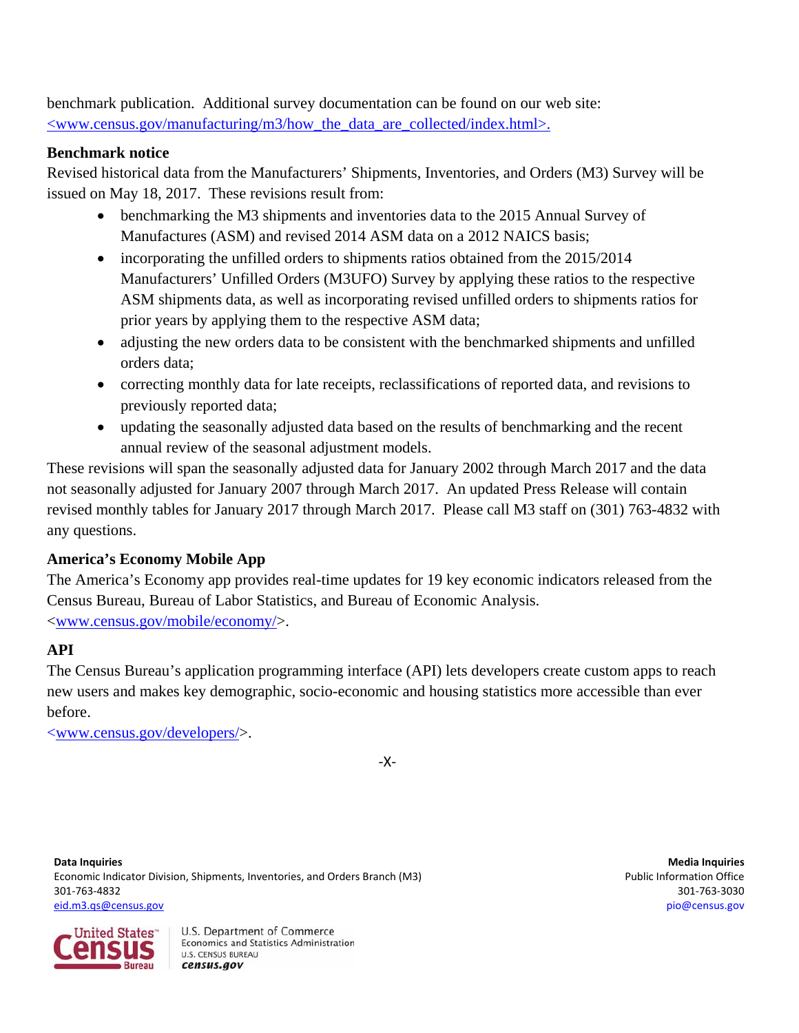benchmark publication. Additional survey documentation can be found on our web site: <www.census.gov/manufacturing/m3/how_the_data_are_collected/index.html>.

**Benchmark notice**

Revised historical data from the Manufacturers' Shipments, Inventories, and Orders (M3) Survey will be issued on May 18, 2017. These revisions result from:

- benchmarking the M3 shipments and inventories data to the 2015 Annual Survey of Manufactures (ASM) and revised 2014 ASM data on a 2012 NAICS basis;
- incorporating the unfilled orders to shipments ratios obtained from the 2015/2014 Manufacturers' Unfilled Orders (M3UFO) Survey by applying these ratios to the respective ASM shipments data, as well as incorporating revised unfilled orders to shipments ratios for prior years by applying them to the respective ASM data;
- adjusting the new orders data to be consistent with the benchmarked shipments and unfilled orders data;
- correcting monthly data for late receipts, reclassifications of reported data, and revisions to previously reported data;
- updating the seasonally adjusted data based on the results of benchmarking and the recent annual review of the seasonal adjustment models.

These revisions will span the seasonally adjusted data for January 2002 through March 2017 and the data not seasonally adjusted for January 2007 through March 2017. An updated Press Release will contain revised monthly tables for January 2017 through March 2017. Please call M3 staff on (301) 763-4832 with any questions.

**America's Economy Mobile App**

The America's Economy app provides real-time updates for 19 key economic indicators released from the Census Bureau, Bureau of Labor Statistics, and Bureau of Economic Analysis. <www.census.gov/mobile/economy/>.

**API**

The Census Bureau's application programming interface (API) lets developers create custom apps to reach new users and makes key demographic, socio-economic and housing statistics more accessible than ever before.
<www.census.gov/developers/>.

-X-

**Data Inquiries**
Economic Indicator Division, Shipments, Inventories, and Orders Branch (M3)
301-763-4832
eid.m3.qs@census.gov

**Media Inquiries**
Public Information Office
301-763-3030
pio@census.gov

U.S. Department of Commerce
Economics and Statistics Administration
U.S. CENSUS BUREAU
census.gov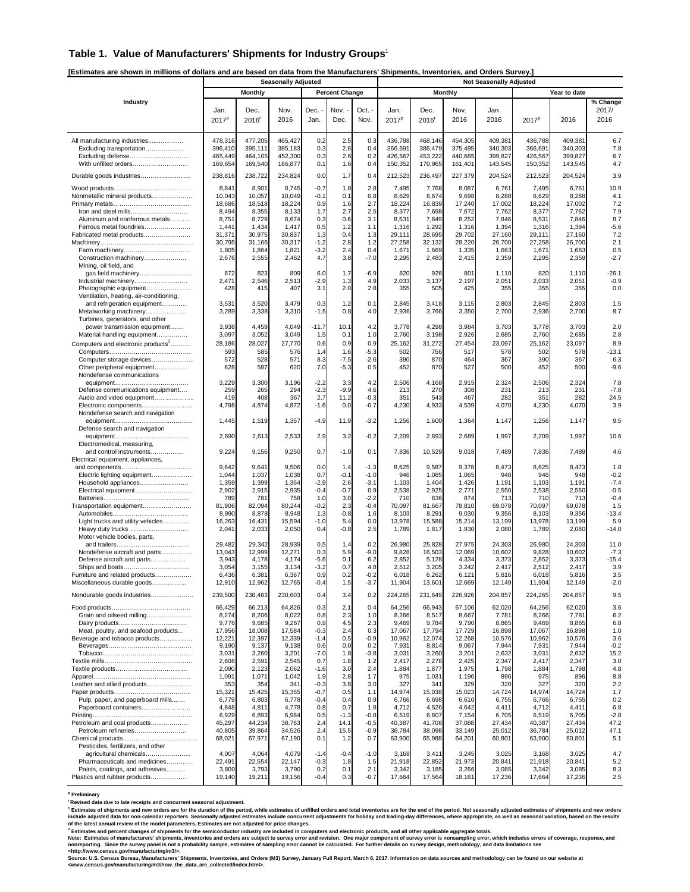## Table 1. Value of Manufacturers' Shipments for Industry Groups[1]

**[Estimates are shown in millions of dollars and are based on data from the Manufacturers' Shipments, Inventories, and Orders Survey.]**

| Industry | Seasonally Adjusted | | | | | | Not Seasonally Adjusted | | | | | | |
|---|---|---|---|---|---|---|---|---|---|---|---|---|---|
| | Monthly | | | Percent Change | | | Monthly | | | | Year to date | | |
| | Jan. 2017[p] | Dec. 2016[r] | Nov. 2016 | Dec. - Jan. | Nov. - Dec. | Oct. - Nov. | Jan. 2017[p] | Dec. 2016[r] | Nov. 2016 | Jan. 2016 | 2017[p] | 2016 | % Change 2017/ 2016 |
| All manufacturing industries | 478,316 | 477,205 | 465,427 | 0.2 | 2.5 | 0.3 | 436,788 | 468,146 | 454,305 | 409,381 | 436,788 | 409,381 | 6.7 |
| Excluding transportation | 396,410 | 395,111 | 385,183 | 0.3 | 2.6 | 0.4 | 366,691 | 386,479 | 375,495 | 340,303 | 366,691 | 340,303 | 7.8 |
| Excluding defense | 465,449 | 464,105 | 452,300 | 0.3 | 2.6 | 0.2 | 426,567 | 453,222 | 440,685 | 399,827 | 426,567 | 399,827 | 6.7 |
| With unfilled orders | 169,654 | 169,540 | 166,877 | 0.1 | 1.6 | 0.4 | 150,352 | 170,965 | 161,401 | 143,545 | 150,352 | 143,545 | 4.7 |
| Durable goods industries | 238,816 | 238,722 | 234,824 | 0.0 | 1.7 | 0.4 | 212,523 | 236,497 | 227,379 | 204,524 | 212,523 | 204,524 | 3.9 |
| Wood products | 8,841 | 8,901 | 8,745 | -0.7 | 1.8 | 2.8 | 7,495 | 7,768 | 8,087 | 6,761 | 7,495 | 6,761 | 10.9 |
| Nonmetallic mineral products | 10,043 | 10,057 | 10,049 | -0.1 | 0.1 | 0.8 | 8,629 | 8,674 | 9,698 | 8,288 | 8,629 | 8,288 | 4.1 |
| Primary metals | 18,686 | 18,518 | 18,224 | 0.9 | 1.6 | 2.7 | 18,224 | 16,839 | 17,240 | 17,002 | 18,224 | 17,002 | 7.2 |
| Iron and steel mills | 8,494 | 8,355 | 8,133 | 1.7 | 2.7 | 2.5 | 8,377 | 7,698 | 7,672 | 7,762 | 8,377 | 7,762 | 7.9 |
| Aluminum and nonferrous metals | 8,751 | 8,729 | 8,674 | 0.3 | 0.6 | 3.1 | 8,531 | 7,849 | 8,252 | 7,846 | 8,531 | 7,846 | 8.7 |
| Ferrous metal foundries | 1,441 | 1,434 | 1,417 | 0.5 | 1.2 | 1.1 | 1,316 | 1,292 | 1,316 | 1,394 | 1,316 | 1,394 | -5.6 |
| Fabricated metal products | 31,371 | 30,975 | 30,837 | 1.3 | 0.4 | 1.3 | 29,111 | 28,695 | 29,702 | 27,160 | 29,111 | 27,160 | 7.2 |
| Machinery | 30,795 | 31,166 | 30,317 | -1.2 | 2.8 | 1.2 | 27,258 | 32,132 | 28,220 | 26,700 | 27,258 | 26,700 | 2.1 |
| Farm machinery | 1,805 | 1,864 | 1,821 | -3.2 | 2.4 | 0.4 | 1,671 | 1,669 | 1,335 | 1,663 | 1,671 | 1,663 | 0.5 |
| Construction machinery | 2,676 | 2,555 | 2,462 | 4.7 | 3.8 | -7.0 | 2,295 | 2,483 | 2,415 | 2,359 | 2,295 | 2,359 | -2.7 |
| Mining, oil field, and gas field machinery | 872 | 823 | 809 | 6.0 | 1.7 | -6.9 | 820 | 926 | 801 | 1,110 | 820 | 1,110 | -26.1 |
| Industrial machinery | 2,471 | 2,546 | 2,513 | -2.9 | 1.3 | 4.9 | 2,033 | 3,137 | 2,197 | 2,051 | 2,033 | 2,051 | -0.9 |
| Photographic equipment | 428 | 415 | 407 | 3.1 | 2.0 | 2.8 | 355 | 505 | 425 | 355 | 355 | 355 | 0.0 |
| Ventilation, heating, air-conditioning, and refrigeration equipment | 3,531 | 3,520 | 3,479 | 0.3 | 1.2 | 0.1 | 2,845 | 3,418 | 3,115 | 2,803 | 2,845 | 2,803 | 1.5 |
| Metalworking machinery | 3,289 | 3,338 | 3,310 | -1.5 | 0.8 | 4.0 | 2,936 | 3,766 | 3,350 | 2,700 | 2,936 | 2,700 | 8.7 |
| Turbines, generators, and other power transmission equipment | 3,938 | 4,459 | 4,049 | -11.7 | 10.1 | 4.2 | 3,778 | 4,298 | 3,984 | 3,703 | 3,778 | 3,703 | 2.0 |
| Material handling equipment | 3,097 | 3,052 | 3,049 | 1.5 | 0.1 | 1.0 | 2,760 | 3,198 | 2,926 | 2,685 | 2,760 | 2,685 | 2.8 |
| Computers and electronic products[2] | 28,186 | 28,027 | 27,770 | 0.6 | 0.9 | 0.9 | 25,162 | 31,272 | 27,454 | 23,097 | 25,162 | 23,097 | 8.9 |
| Computers | 593 | 585 | 576 | 1.4 | 1.6 | -5.3 | 502 | 756 | 517 | 578 | 502 | 578 | -13.1 |
| Computer storage devices | 572 | 528 | 571 | 8.3 | -7.5 | -2.6 | 390 | 870 | 464 | 367 | 390 | 367 | 6.3 |
| Other peripheral equipment | 628 | 587 | 620 | 7.0 | -5.3 | 0.5 | 452 | 870 | 527 | 500 | 452 | 500 | -9.6 |
| Nondefense communications equipment | 3,229 | 3,300 | 3,196 | -2.2 | 3.3 | 4.2 | 2,506 | 4,168 | 2,915 | 2,324 | 2,506 | 2,324 | 7.8 |
| Defense communications equipment | 259 | 265 | 294 | -2.3 | -9.9 | 4.6 | 213 | 270 | 308 | 231 | 213 | 231 | -7.8 |
| Audio and video equipment | 419 | 408 | 367 | 2.7 | 11.2 | -0.3 | 351 | 543 | 467 | 282 | 351 | 282 | 24.5 |
| Electronic components | 4,798 | 4,874 | 4,872 | -1.6 | 0.0 | -0.7 | 4,230 | 4,933 | 4,539 | 4,070 | 4,230 | 4,070 | 3.9 |
| Nondefense search and navigation equipment | 1,445 | 1,519 | 1,357 | -4.9 | 11.9 | -3.2 | 1,256 | 1,600 | 1,364 | 1,147 | 1,256 | 1,147 | 9.5 |
| Defense search and navigation equipment | 2,690 | 2,613 | 2,533 | 2.9 | 3.2 | -0.2 | 2,209 | 2,893 | 2,689 | 1,997 | 2,209 | 1,997 | 10.6 |
| Electromedical, measuring, and control instruments | 9,224 | 9,156 | 9,250 | 0.7 | -1.0 | 0.1 | 7,836 | 10,529 | 9,018 | 7,489 | 7,836 | 7,489 | 4.6 |
| Electrical equipment, appliances, and components | 9,642 | 9,641 | 9,506 | 0.0 | 1.4 | -1.3 | 8,625 | 9,587 | 9,378 | 8,473 | 8,625 | 8,473 | 1.8 |
| Electric lighting equipment | 1,044 | 1,037 | 1,038 | 0.7 | -0.1 | -1.0 | 946 | 1,085 | 1,065 | 948 | 946 | 948 | -0.2 |
| Household appliances | 1,359 | 1,399 | 1,364 | -2.9 | 2.6 | -3.1 | 1,103 | 1,404 | 1,426 | 1,191 | 1,103 | 1,191 | -7.4 |
| Electrical equipment | 2,902 | 2,915 | 2,935 | -0.4 | -0.7 | 0.9 | 2,538 | 2,925 | 2,771 | 2,550 | 2,538 | 2,550 | -0.5 |
| Batteries | 789 | 781 | 758 | 1.0 | 3.0 | -2.2 | 710 | 836 | 874 | 713 | 710 | 713 | -0.4 |
| Transportation equipment | 81,906 | 82,094 | 80,244 | -0.2 | 2.3 | -0.4 | 70,097 | 81,667 | 78,810 | 69,078 | 70,097 | 69,078 | 1.5 |
| Automobiles | 8,990 | 8,878 | 8,948 | 1.3 | -0.8 | 1.6 | 8,103 | 8,291 | 9,030 | 9,356 | 8,103 | 9,356 | -13.4 |
| Light trucks and utility vehicles | 16,263 | 16,431 | 15,594 | -1.0 | 5.4 | 0.0 | 13,978 | 15,588 | 15,214 | 13,199 | 13,978 | 13,199 | 5.9 |
| Heavy duty trucks | 2,041 | 2,033 | 2,050 | 0.4 | -0.8 | 2.5 | 1,789 | 1,817 | 1,930 | 2,080 | 1,789 | 2,080 | -14.0 |
| Motor vehicle bodies, parts, and trailers | 29,482 | 29,342 | 28,939 | 0.5 | 1.4 | 0.2 | 26,980 | 25,828 | 27,975 | 24,303 | 26,980 | 24,303 | 11.0 |
| Nondefense aircraft and parts | 13,043 | 12,999 | 12,271 | 0.3 | 5.9 | -9.0 | 9,828 | 16,503 | 12,069 | 10,602 | 9,828 | 10,602 | -7.3 |
| Defense aircraft and parts | 3,943 | 4,178 | 4,174 | -5.6 | 0.1 | 6.2 | 2,852 | 5,128 | 4,334 | 3,373 | 2,852 | 3,373 | -15.4 |
| Ships and boats | 3,054 | 3,155 | 3,134 | -3.2 | 0.7 | 4.8 | 2,512 | 3,205 | 3,242 | 2,417 | 2,512 | 2,417 | 3.9 |
| Furniture and related products | 6,436 | 6,381 | 6,367 | 0.9 | 0.2 | -0.2 | 6,018 | 6,262 | 6,121 | 5,816 | 6,018 | 5,816 | 3.5 |
| Miscellaneous durable goods | 12,910 | 12,962 | 12,765 | -0.4 | 1.5 | -3.7 | 11,904 | 13,601 | 12,669 | 12,149 | 11,904 | 12,149 | -2.0 |
| Nondurable goods industries | 239,500 | 238,483 | 230,603 | 0.4 | 3.4 | 0.2 | 224,265 | 231,649 | 226,926 | 204,857 | 224,265 | 204,857 | 9.5 |
| Food products | 66,429 | 66,213 | 64,826 | 0.3 | 2.1 | 0.4 | 64,256 | 66,943 | 67,106 | 62,020 | 64,256 | 62,020 | 3.6 |
| Grain and oilseed milling | 8,274 | 8,206 | 8,022 | 0.8 | 2.3 | 1.0 | 8,266 | 8,517 | 8,667 | 7,781 | 8,266 | 7,781 | 6.2 |
| Dairy products | 9,776 | 9,685 | 9,267 | 0.9 | 4.5 | 2.3 | 9,469 | 9,784 | 9,790 | 8,865 | 9,469 | 8,865 | 6.8 |
| Meat, poultry, and seafood products | 17,956 | 18,008 | 17,584 | -0.3 | 2.4 | 0.3 | 17,067 | 17,794 | 17,729 | 16,898 | 17,067 | 16,898 | 1.0 |
| Beverage and tobacco products | 12,221 | 12,397 | 12,339 | -1.4 | 0.5 | -0.9 | 10,962 | 12,074 | 12,268 | 10,576 | 10,962 | 10,576 | 3.6 |
| Beverages | 9,190 | 9,137 | 9,138 | 0.6 | 0.0 | 0.2 | 7,931 | 8,814 | 9,067 | 7,944 | 7,931 | 7,944 | -0.2 |
| Tobacco | 3,031 | 3,260 | 3,201 | -7.0 | 1.8 | -3.8 | 3,031 | 3,260 | 3,201 | 2,632 | 3,031 | 2,632 | 15.2 |
| Textile mills | 2,608 | 2,591 | 2,545 | 0.7 | 1.8 | 1.2 | 2,417 | 2,278 | 2,425 | 2,347 | 2,417 | 2,347 | 3.0 |
| Textile products | 2,090 | 2,123 | 2,062 | -1.6 | 3.0 | 2.4 | 1,884 | 1,877 | 1,975 | 1,798 | 1,884 | 1,798 | 4.8 |
| Apparel | 1,091 | 1,071 | 1,042 | 1.9 | 2.8 | 1.7 | 975 | 1,031 | 1,196 | 896 | 975 | 896 | 8.8 |
| Leather and allied products | 353 | 354 | 341 | -0.3 | 3.8 | 3.0 | 327 | 341 | 329 | 320 | 327 | 320 | 2.2 |
| Paper products | 15,321 | 15,425 | 15,355 | -0.7 | 0.5 | 1.1 | 14,974 | 15,038 | 15,023 | 14,724 | 14,974 | 14,724 | 1.7 |
| Pulp, paper, and paperboard mills | 6,779 | 6,803 | 6,778 | -0.4 | 0.4 | 0.9 | 6,766 | 6,698 | 6,610 | 6,755 | 6,766 | 6,755 | 0.2 |
| Paperboard containers | 4,848 | 4,811 | 4,778 | 0.8 | 0.7 | 1.8 | 4,712 | 4,526 | 4,642 | 4,411 | 4,712 | 4,411 | 6.8 |
| Printing | 6,929 | 6,893 | 6,984 | 0.5 | -1.3 | -0.8 | 6,519 | 6,807 | 7,154 | 6,705 | 6,519 | 6,705 | -2.8 |
| Petroleum and coal products | 45,297 | 44,234 | 38,763 | 2.4 | 14.1 | -0.5 | 40,387 | 41,708 | 37,088 | 27,434 | 40,387 | 27,434 | 47.2 |
| Petroleum refineries | 40,805 | 39,864 | 34,526 | 2.4 | 15.5 | -0.9 | 36,784 | 38,098 | 33,149 | 25,012 | 36,784 | 25,012 | 47.1 |
| Chemical products | 68,021 | 67,971 | 67,190 | 0.1 | 1.2 | 0.7 | 63,900 | 65,988 | 64,201 | 60,801 | 63,900 | 60,801 | 5.1 |
| Pesticides, fertilizers, and other agricultural chemicals | 4,007 | 4,064 | 4,079 | -1.4 | -0.4 | -1.0 | 3,168 | 3,411 | 3,245 | 3,025 | 3,168 | 3,025 | 4.7 |
| Pharmaceuticals and medicines | 22,491 | 22,554 | 22,147 | -0.3 | 1.8 | 1.5 | 21,918 | 22,852 | 21,973 | 20,841 | 21,918 | 20,841 | 5.2 |
| Paints, coatings, and adhesives | 3,800 | 3,793 | 3,790 | 0.2 | 0.1 | 2.1 | 3,342 | 3,185 | 3,266 | 3,085 | 3,342 | 3,085 | 8.3 |
| Plastics and rubber products | 19,140 | 19,211 | 19,156 | -0.4 | 0.3 | -0.7 | 17,664 | 17,564 | 18,161 | 17,236 | 17,664 | 17,236 | 2.5 |

**[p] Preliminary**

**[r] Revised data due to late receipts and concurrent seasonal adjustment.**

**[1] Estimates of shipments and new orders are for the duration of the period, while estimates of unfilled orders and total inventories are for the end of the period. Not seasonally adjusted estimates of shipments and new orders include adjusted data for non-calendar reporters. Seasonally adjusted estimates include concurrent adjustments for holiday and trading-day differences, where appropriate, as well as seasonal variation, based on the results of the latest annual review of the model parameters. Estimates are not adjusted for price changes.**

**[2] Estimates and percent changes of shipments for the semiconductor industry are included in computers and electronic products, and all other applicable aggregate totals.**

**Note: Estimates of manufacturers' shipments, inventories and orders are subject to survey error and revision. One major component of survey error is nonsampling error, which includes errors of coverage, response, and nonreporting. Since the survey panel is not a probability sample, estimates of sampling error cannot be calculated. For further details on survey design, methodology, and data limitations see <http://www.census.gov/manufacturing/m3/>.**

**Source: U.S. Census Bureau, Manufacturers' Shipments, Inventories, and Orders (M3) Survey, January Full Report, March 6, 2017. Information on data sources and methodology can be found on our website at <www.census.gov/manufacturing/m3/how_the_data_are_collected/index.html>.**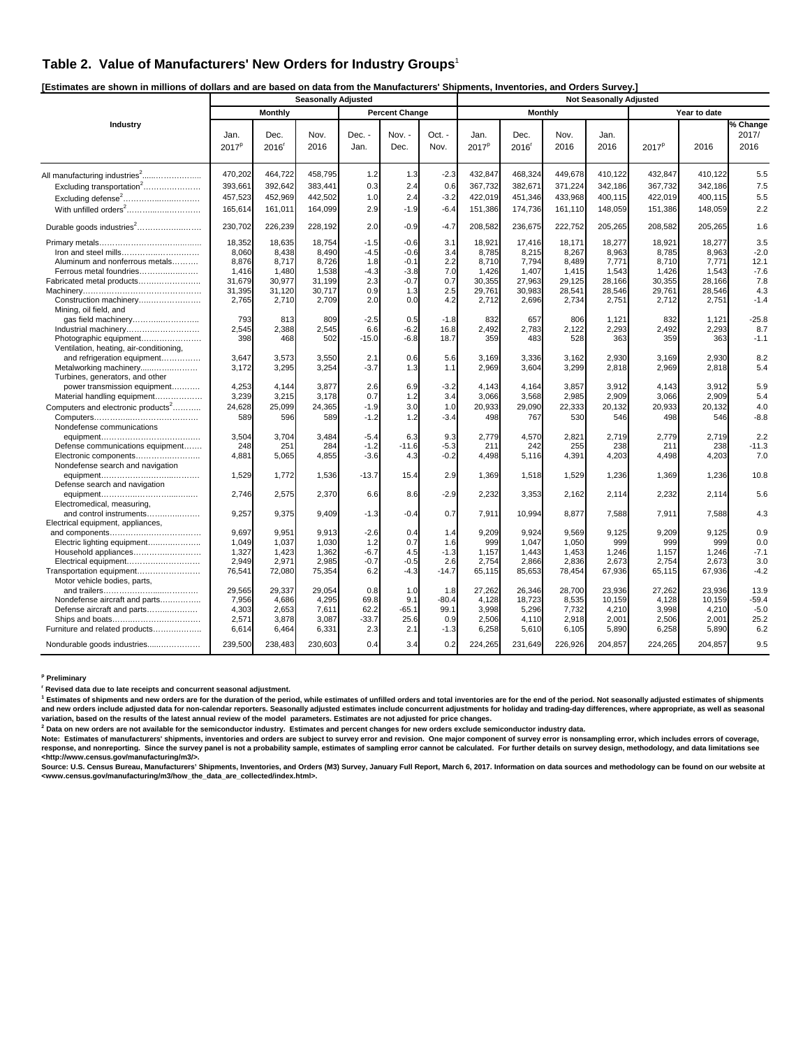## Table 2. Value of Manufacturers' New Orders for Industry Groups[1]

**[Estimates are shown in millions of dollars and are based on data from the Manufacturers' Shipments, Inventories, and Orders Survey.]**

| Industry | Seasonally Adjusted | | | | | | Not Seasonally Adjusted | | | | | | |
|---|---|---|---|---|---|---|---|---|---|---|---|---|---|
| | Monthly | | | Percent Change | | | Monthly | | | | Year to date | | |
| | Jan. 2017[p] | Dec. 2016[r] | Nov. 2016 | Dec. - Jan. | Nov. - Dec. | Oct. - Nov. | Jan. 2017[p] | Dec. 2016[r] | Nov. 2016 | Jan. 2016 | 2017[p] | 2016 | % Change 2017/ 2016 |
| All manufacturing industries[2] | 470,202 | 464,722 | 458,795 | 1.2 | 1.3 | -2.3 | 432,847 | 468,324 | 449,678 | 410,122 | 432,847 | 410,122 | 5.5 |
| Excluding transportation[2] | 393,661 | 392,642 | 383,441 | 0.3 | 2.4 | 0.6 | 367,732 | 382,671 | 371,224 | 342,186 | 367,732 | 342,186 | 7.5 |
| Excluding defense[2] | 457,523 | 452,969 | 442,502 | 1.0 | 2.4 | -3.2 | 422,019 | 451,346 | 433,968 | 400,115 | 422,019 | 400,115 | 5.5 |
| With unfilled orders[2] | 165,614 | 161,011 | 164,099 | 2.9 | -1.9 | -6.4 | 151,386 | 174,736 | 161,110 | 148,059 | 151,386 | 148,059 | 2.2 |
| Durable goods industries[2] | 230,702 | 226,239 | 228,192 | 2.0 | -0.9 | -4.7 | 208,582 | 236,675 | 222,752 | 205,265 | 208,582 | 205,265 | 1.6 |
| Primary metals | 18,352 | 18,635 | 18,754 | -1.5 | -0.6 | 3.1 | 18,921 | 17,416 | 18,171 | 18,277 | 18,921 | 18,277 | 3.5 |
| Iron and steel mills | 8,060 | 8,438 | 8,490 | -4.5 | -0.6 | 3.4 | 8,785 | 8,215 | 8,267 | 8,963 | 8,785 | 8,963 | -2.0 |
| Aluminum and nonferrous metals | 8,876 | 8,717 | 8,726 | 1.8 | -0.1 | 2.2 | 8,710 | 7,794 | 8,489 | 7,771 | 8,710 | 7,771 | 12.1 |
| Ferrous metal foundries | 1,416 | 1,480 | 1,538 | -4.3 | -3.8 | 7.0 | 1,426 | 1,407 | 1,415 | 1,543 | 1,426 | 1,543 | -7.6 |
| Fabricated metal products | 31,679 | 30,977 | 31,199 | 2.3 | -0.7 | 0.7 | 30,355 | 27,963 | 29,125 | 28,166 | 30,355 | 28,166 | 7.8 |
| Machinery | 31,395 | 31,120 | 30,717 | 0.9 | 1.3 | 2.5 | 29,761 | 30,983 | 28,541 | 28,546 | 29,761 | 28,546 | 4.3 |
| Construction machinery | 2,765 | 2,710 | 2,709 | 2.0 | 0.0 | 4.2 | 2,712 | 2,696 | 2,734 | 2,751 | 2,712 | 2,751 | -1.4 |
| Mining, oil field, and gas field machinery | 793 | 813 | 809 | -2.5 | 0.5 | -1.8 | 832 | 657 | 806 | 1,121 | 832 | 1,121 | -25.8 |
| Industrial machinery | 2,545 | 2,388 | 2,545 | 6.6 | -6.2 | 16.8 | 2,492 | 2,783 | 2,122 | 2,293 | 2,492 | 2,293 | 8.7 |
| Photographic equipment | 398 | 468 | 502 | -15.0 | -6.8 | 18.7 | 359 | 483 | 528 | 363 | 359 | 363 | -1.1 |
| Ventilation, heating, air-conditioning, and refrigeration equipment | 3,647 | 3,573 | 3,550 | 2.1 | 0.6 | 5.6 | 3,169 | 3,336 | 3,162 | 2,930 | 3,169 | 2,930 | 8.2 |
| Metalworking machinery | 3,172 | 3,295 | 3,254 | -3.7 | 1.3 | 1.1 | 2,969 | 3,604 | 3,299 | 2,818 | 2,969 | 2,818 | 5.4 |
| Turbines, generators, and other power transmission equipment | 4,253 | 4,144 | 3,877 | 2.6 | 6.9 | -3.2 | 4,143 | 4,164 | 3,857 | 3,912 | 4,143 | 3,912 | 5.9 |
| Material handling equipment | 3,239 | 3,215 | 3,178 | 0.7 | 1.2 | 3.4 | 3,066 | 3,568 | 2,985 | 2,909 | 3,066 | 2,909 | 5.4 |
| Computers and electronic products[2] | 24,628 | 25,099 | 24,365 | -1.9 | 3.0 | 1.0 | 20,933 | 29,090 | 22,333 | 20,132 | 20,933 | 20,132 | 4.0 |
| Computers | 589 | 596 | 589 | -1.2 | 1.2 | -3.4 | 498 | 767 | 530 | 546 | 498 | 546 | -8.8 |
| Nondefense communications equipment | 3,504 | 3,704 | 3,484 | -5.4 | 6.3 | 9.3 | 2,779 | 4,570 | 2,821 | 2,719 | 2,779 | 2,719 | 2.2 |
| Defense communications equipment | 248 | 251 | 284 | -1.2 | -11.6 | -5.3 | 211 | 242 | 255 | 238 | 211 | 238 | -11.3 |
| Electronic components | 4,881 | 5,065 | 4,855 | -3.6 | 4.3 | -0.2 | 4,498 | 5,116 | 4,391 | 4,203 | 4,498 | 4,203 | 7.0 |
| Nondefense search and navigation equipment | 1,529 | 1,772 | 1,536 | -13.7 | 15.4 | 2.9 | 1,369 | 1,518 | 1,529 | 1,236 | 1,369 | 1,236 | 10.8 |
| Defense search and navigation equipment | 2,746 | 2,575 | 2,370 | 6.6 | 8.6 | -2.9 | 2,232 | 3,353 | 2,162 | 2,114 | 2,232 | 2,114 | 5.6 |
| Electromedical, measuring, and control instruments | 9,257 | 9,375 | 9,409 | -1.3 | -0.4 | 0.7 | 7,911 | 10,994 | 8,877 | 7,588 | 7,911 | 7,588 | 4.3 |
| Electrical equipment, appliances, and components | 9,697 | 9,951 | 9,913 | -2.6 | 0.4 | 1.4 | 9,209 | 9,924 | 9,569 | 9,125 | 9,209 | 9,125 | 0.9 |
| Electric lighting equipment | 1,049 | 1,037 | 1,030 | 1.2 | 0.7 | 1.6 | 999 | 1,047 | 1,050 | 999 | 999 | 999 | 0.0 |
| Household appliances | 1,327 | 1,423 | 1,362 | -6.7 | 4.5 | -1.3 | 1,157 | 1,443 | 1,453 | 1,246 | 1,157 | 1,246 | -7.1 |
| Electrical equipment | 2,949 | 2,971 | 2,985 | -0.7 | -0.5 | 2.6 | 2,754 | 2,866 | 2,836 | 2,673 | 2,754 | 2,673 | 3.0 |
| Transportation equipment | 76,541 | 72,080 | 75,354 | 6.2 | -4.3 | -14.7 | 65,115 | 85,653 | 78,454 | 67,936 | 65,115 | 67,936 | -4.2 |
| Motor vehicle bodies, parts, and trailers | 29,565 | 29,337 | 29,054 | 0.8 | 1.0 | 1.8 | 27,262 | 26,346 | 28,700 | 23,936 | 27,262 | 23,936 | 13.9 |
| Nondefense aircraft and parts | 7,956 | 4,686 | 4,295 | 69.8 | 9.1 | -80.4 | 4,128 | 18,723 | 8,535 | 10,159 | 4,128 | 10,159 | -59.4 |
| Defense aircraft and parts | 4,303 | 2,653 | 7,611 | 62.2 | -65.1 | 99.1 | 3,998 | 5,296 | 7,732 | 4,210 | 3,998 | 4,210 | -5.0 |
| Ships and boats | 2,571 | 3,878 | 3,087 | -33.7 | 25.6 | 0.9 | 2,506 | 4,110 | 2,918 | 2,001 | 2,506 | 2,001 | 25.2 |
| Furniture and related products | 6,614 | 6,464 | 6,331 | 2.3 | 2.1 | -1.3 | 6,258 | 5,610 | 6,105 | 5,890 | 6,258 | 5,890 | 6.2 |
| Nondurable goods industries | 239,500 | 238,483 | 230,603 | 0.4 | 3.4 | 0.2 | 224,265 | 231,649 | 226,926 | 204,857 | 224,265 | 204,857 | 9.5 |

**[p] Preliminary**

**[r] Revised data due to late receipts and concurrent seasonal adjustment.**

**[1] Estimates of shipments and new orders are for the duration of the period, while estimates of unfilled orders and total inventories are for the end of the period. Not seasonally adjusted estimates of shipments and new orders include adjusted data for non-calendar reporters. Seasonally adjusted estimates include concurrent adjustments for holiday and trading-day differences, where appropriate, as well as seasonal variation, based on the results of the latest annual review of the model parameters. Estimates are not adjusted for price changes.**

**[2] Data on new orders are not available for the semiconductor industry. Estimates and percent changes for new orders exclude semiconductor industry data.**

**Note: Estimates of manufacturers' shipments, inventories and orders are subject to survey error and revision. One major component of survey error is nonsampling error, which includes errors of coverage, response, and nonreporting. Since the survey panel is not a probability sample, estimates of sampling error cannot be calculated. For further details on survey design, methodology, and data limitations see <http://www.census.gov/manufacturing/m3/>.**

**Source: U.S. Census Bureau, Manufacturers' Shipments, Inventories, and Orders (M3) Survey, January Full Report, March 6, 2017. Information on data sources and methodology can be found on our website at <www.census.gov/manufacturing/m3/how_the_data_are_collected/index.html>.**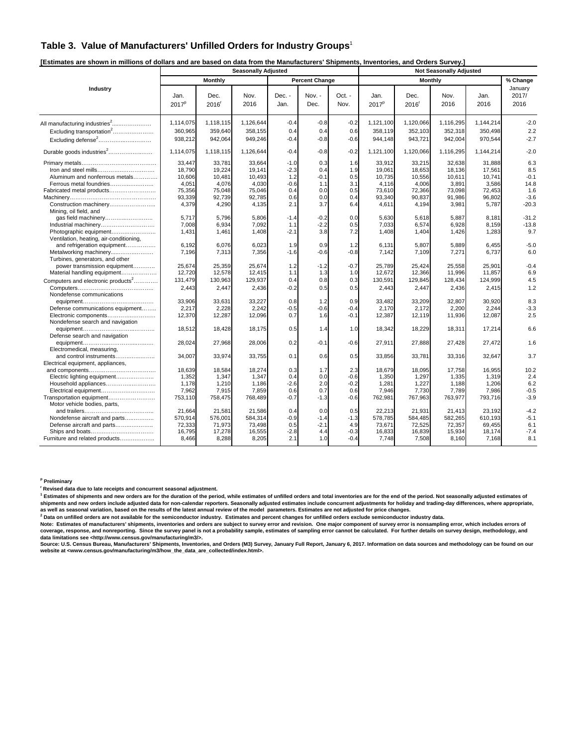## Table 3. Value of Manufacturers' Unfilled Orders for Industry Groups[1]

**[Estimates are shown in millions of dollars and are based on data from the Manufacturers' Shipments, Inventories, and Orders Survey.]**

| Industry | Seasonally Adjusted | | | | | | Not Seasonally Adjusted | | | | |
|---|---|---|---|---|---|---|---|---|---|---|---|
| | Monthly | | | Percent Change | | | Monthly | | | | % Change |
| | Jan. 2017[p] | Dec. 2016[r] | Nov. 2016 | Dec. - Jan. | Nov. - Dec. | Oct. - Nov. | Jan. 2017[p] | Dec. 2016[r] | Nov. 2016 | Jan. 2016 | January 2017/ 2016 |
| All manufacturing industries[2] | 1,114,075 | 1,118,115 | 1,126,644 | -0.4 | -0.8 | -0.2 | 1,121,100 | 1,120,066 | 1,116,295 | 1,144,214 | -2.0 |
| Excluding transportation[2] | 360,965 | 359,640 | 358,155 | 0.4 | 0.4 | 0.6 | 358,119 | 352,103 | 352,318 | 350,498 | 2.2 |
| Excluding defense[2] | 938,212 | 942,064 | 949,246 | -0.4 | -0.8 | -0.6 | 944,148 | 943,721 | 942,004 | 970,544 | -2.7 |
| Durable goods industries[2] | 1,114,075 | 1,118,115 | 1,126,644 | -0.4 | -0.8 | -0.2 | 1,121,100 | 1,120,066 | 1,116,295 | 1,144,214 | -2.0 |
| Primary metals | 33,447 | 33,781 | 33,664 | -1.0 | 0.3 | 1.6 | 33,912 | 33,215 | 32,638 | 31,888 | 6.3 |
| Iron and steel mills | 18,790 | 19,224 | 19,141 | -2.3 | 0.4 | 1.9 | 19,061 | 18,653 | 18,136 | 17,561 | 8.5 |
| Aluminum and nonferrous metals | 10,606 | 10,481 | 10,493 | 1.2 | -0.1 | 0.5 | 10,735 | 10,556 | 10,611 | 10,741 | -0.1 |
| Ferrous metal foundries | 4,051 | 4,076 | 4,030 | -0.6 | 1.1 | 3.1 | 4,116 | 4,006 | 3,891 | 3,586 | 14.8 |
| Fabricated metal products | 75,356 | 75,048 | 75,046 | 0.4 | 0.0 | 0.5 | 73,610 | 72,366 | 73,098 | 72,453 | 1.6 |
| Machinery | 93,339 | 92,739 | 92,785 | 0.6 | 0.0 | 0.4 | 93,340 | 90,837 | 91,986 | 96,802 | -3.6 |
| Construction machinery | 4,379 | 4,290 | 4,135 | 2.1 | 3.7 | 6.4 | 4,611 | 4,194 | 3,981 | 5,787 | -20.3 |
| Mining, oil field, and gas field machinery | 5,717 | 5,796 | 5,806 | -1.4 | -0.2 | 0.0 | 5,630 | 5,618 | 5,887 | 8,181 | -31.2 |
| Industrial machinery | 7,008 | 6,934 | 7,092 | 1.1 | -2.2 | 0.5 | 7,033 | 6,574 | 6,928 | 8,159 | -13.8 |
| Photographic equipment | 1,431 | 1,461 | 1,408 | -2.1 | 3.8 | 7.2 | 1,408 | 1,404 | 1,426 | 1,283 | 9.7 |
| Ventilation, heating, air-conditioning, and refrigeration equipment | 6,192 | 6,076 | 6,023 | 1.9 | 0.9 | 1.2 | 6,131 | 5,807 | 5,889 | 6,455 | -5.0 |
| Metalworking machinery | 7,196 | 7,313 | 7,356 | -1.6 | -0.6 | -0.8 | 7,142 | 7,109 | 7,271 | 6,737 | 6.0 |
| Turbines, generators, and other power transmission equipment | 25,674 | 25,359 | 25,674 | 1.2 | -1.2 | -0.7 | 25,789 | 25,424 | 25,558 | 25,901 | -0.4 |
| Material handling equipment | 12,720 | 12,578 | 12,415 | 1.1 | 1.3 | 1.0 | 12,672 | 12,366 | 11,996 | 11,857 | 6.9 |
| Computers and electronic products[2] | 131,479 | 130,963 | 129,937 | 0.4 | 0.8 | 0.3 | 130,591 | 129,845 | 128,434 | 124,999 | 4.5 |
| Computers | 2,443 | 2,447 | 2,436 | -0.2 | 0.5 | 0.5 | 2,443 | 2,447 | 2,436 | 2,415 | 1.2 |
| Nondefense communications equipment | 33,906 | 33,631 | 33,227 | 0.8 | 1.2 | 0.9 | 33,482 | 33,209 | 32,807 | 30,920 | 8.3 |
| Defense communications equipment | 2,217 | 2,228 | 2,242 | -0.5 | -0.6 | -0.4 | 2,170 | 2,172 | 2,200 | 2,244 | -3.3 |
| Electronic components | 12,370 | 12,287 | 12,096 | 0.7 | 1.6 | -0.1 | 12,387 | 12,119 | 11,936 | 12,087 | 2.5 |
| Nondefense search and navigation equipment | 18,512 | 18,428 | 18,175 | 0.5 | 1.4 | 1.0 | 18,342 | 18,229 | 18,311 | 17,214 | 6.6 |
| Defense search and navigation equipment | 28,024 | 27,968 | 28,006 | 0.2 | -0.1 | -0.6 | 27,911 | 27,888 | 27,428 | 27,472 | 1.6 |
| Electromedical, measuring, and control instruments | 34,007 | 33,974 | 33,755 | 0.1 | 0.6 | 0.5 | 33,856 | 33,781 | 33,316 | 32,647 | 3.7 |
| Electrical equipment, appliances, and components | 18,639 | 18,584 | 18,274 | 0.3 | 1.7 | 2.3 | 18,679 | 18,095 | 17,758 | 16,955 | 10.2 |
| Electric lighting equipment | 1,352 | 1,347 | 1,347 | 0.4 | 0.0 | -0.6 | 1,350 | 1,297 | 1,335 | 1,319 | 2.4 |
| Household appliances | 1,178 | 1,210 | 1,186 | -2.6 | 2.0 | -0.2 | 1,281 | 1,227 | 1,188 | 1,206 | 6.2 |
| Electrical equipment | 7,962 | 7,915 | 7,859 | 0.6 | 0.7 | 0.6 | 7,946 | 7,730 | 7,789 | 7,986 | -0.5 |
| Transportation equipment | 753,110 | 758,475 | 768,489 | -0.7 | -1.3 | -0.6 | 762,981 | 767,963 | 763,977 | 793,716 | -3.9 |
| Motor vehicle bodies, parts, and trailers | 21,664 | 21,581 | 21,586 | 0.4 | 0.0 | 0.5 | 22,213 | 21,931 | 21,413 | 23,192 | -4.2 |
| Nondefense aircraft and parts | 570,914 | 576,001 | 584,314 | -0.9 | -1.4 | -1.3 | 578,785 | 584,485 | 582,265 | 610,193 | -5.1 |
| Defense aircraft and parts | 72,333 | 71,973 | 73,498 | 0.5 | -2.1 | 4.9 | 73,671 | 72,525 | 72,357 | 69,455 | 6.1 |
| Ships and boats | 16,795 | 17,278 | 16,555 | -2.8 | 4.4 | -0.3 | 16,833 | 16,839 | 15,934 | 18,174 | -7.4 |
| Furniture and related products | 8,466 | 8,288 | 8,205 | 2.1 | 1.0 | -0.4 | 7,748 | 7,508 | 8,160 | 7,168 | 8.1 |

**[p] Preliminary**

**[r] Revised data due to late receipts and concurrent seasonal adjustment.**

**[1] Estimates of shipments and new orders are for the duration of the period, while estimates of unfilled orders and total inventories are for the end of the period. Not seasonally adjusted estimates of shipments and new orders include adjusted data for non-calendar reporters. Seasonally adjusted estimates include concurrent adjustments for holiday and trading-day differences, where appropriate, as well as seasonal variation, based on the results of the latest annual review of the model parameters. Estimates are not adjusted for price changes.**

**[2] Data on unfilled orders are not available for the semiconductor industry. Estimates and percent changes for unfilled orders exclude semiconductor industry data.**

**Note: Estimates of manufacturers' shipments, inventories and orders are subject to survey error and revision. One major component of survey error is nonsampling error, which includes errors of coverage, response, and nonreporting. Since the survey panel is not a probability sample, estimates of sampling error cannot be calculated. For further details on survey design, methodology, and data limitations see <http://www.census.gov/manufacturing/m3/>.**

**Source: U.S. Census Bureau, Manufacturers' Shipments, Inventories, and Orders (M3) Survey, January Full Report, January 6, 2017. Information on data sources and methodology can be found on our website at <www.census.gov/manufacturing/m3/how_the_data_are_collected/index.html>.**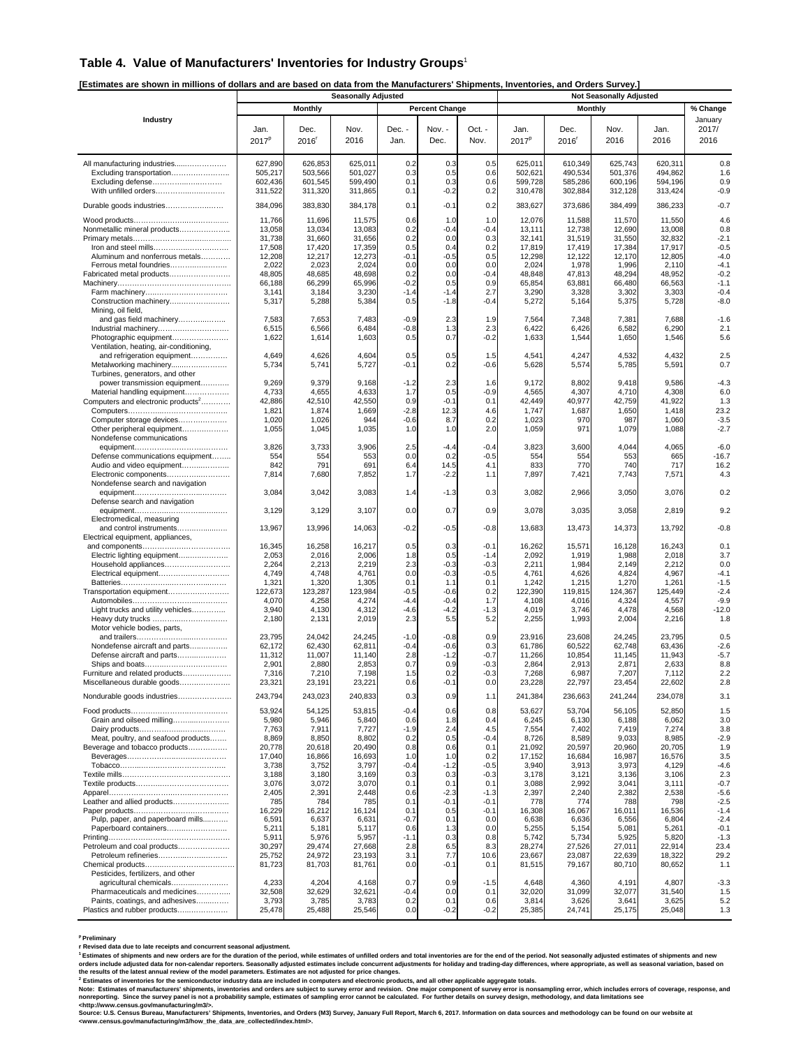## Table 4. Value of Manufacturers' Inventories for Industry Groups[1]

**[Estimates are shown in millions of dollars and are based on data from the Manufacturers' Shipments, Inventories, and Orders Survey.]**

| Industry | Seasonally Adjusted | | | | | | Not Seasonally Adjusted | | | | |
|---|---|---|---|---|---|---|---|---|---|---|---|
| | Monthly | | | Percent Change | | | Monthly | | | | % Change |
| | Jan. 2017[p] | Dec. 2016[r] | Nov. 2016 | Dec. - Jan. | Nov. - Dec. | Oct. - Nov. | Jan. 2017[p] | Dec. 2016[r] | Nov. 2016 | Jan. 2016 | January 2017/ 2016 |
| All manufacturing industries | 627,890 | 626,853 | 625,011 | 0.2 | 0.3 | 0.5 | 625,011 | 610,349 | 625,743 | 620,311 | 0.8 |
| Excluding transportation | 505,217 | 503,566 | 501,027 | 0.3 | 0.5 | 0.6 | 502,621 | 490,534 | 501,376 | 494,862 | 1.6 |
| Excluding defense | 602,436 | 601,545 | 599,490 | 0.1 | 0.3 | 0.6 | 599,728 | 585,286 | 600,196 | 594,196 | 0.9 |
| With unfilled orders | 311,522 | 311,320 | 311,865 | 0.1 | -0.2 | 0.2 | 310,478 | 302,884 | 312,128 | 313,424 | -0.9 |
| Durable goods industries | 384,096 | 383,830 | 384,178 | 0.1 | -0.1 | 0.2 | 383,627 | 373,686 | 384,499 | 386,233 | -0.7 |
| Wood products | 11,766 | 11,696 | 11,575 | 0.6 | 1.0 | 1.0 | 12,076 | 11,588 | 11,570 | 11,550 | 4.6 |
| Nonmetallic mineral products | 13,058 | 13,034 | 13,083 | 0.2 | -0.4 | -0.4 | 13,111 | 12,738 | 12,690 | 13,008 | 0.8 |
| Primary metals | 31,738 | 31,660 | 31,656 | 0.2 | 0.0 | 0.3 | 32,141 | 31,519 | 31,550 | 32,832 | -2.1 |
| Iron and steel mills | 17,508 | 17,420 | 17,359 | 0.5 | 0.4 | 0.2 | 17,819 | 17,419 | 17,384 | 17,917 | -0.5 |
| Aluminum and nonferrous metals | 12,208 | 12,217 | 12,273 | -0.1 | -0.5 | 0.5 | 12,298 | 12,122 | 12,170 | 12,805 | -4.0 |
| Ferrous metal foundries | 2,022 | 2,023 | 2,024 | 0.0 | 0.0 | 0.0 | 2,024 | 1,978 | 1,996 | 2,110 | -4.1 |
| Fabricated metal products | 48,805 | 48,685 | 48,698 | 0.2 | 0.0 | -0.4 | 48,848 | 47,813 | 48,294 | 48,952 | -0.2 |
| Machinery | 66,188 | 66,299 | 65,996 | -0.2 | 0.5 | 0.9 | 65,854 | 63,881 | 66,480 | 66,563 | -1.1 |
| Farm machinery | 3,141 | 3,184 | 3,230 | -1.4 | -1.4 | 2.7 | 3,290 | 3,328 | 3,302 | 3,303 | -0.4 |
| Construction machinery | 5,317 | 5,288 | 5,384 | 0.5 | -1.8 | -0.4 | 5,272 | 5,164 | 5,375 | 5,728 | -8.0 |
| Mining, oil field, and gas field machinery | 7,583 | 7,653 | 7,483 | -0.9 | 2.3 | 1.9 | 7,564 | 7,348 | 7,381 | 7,688 | -1.6 |
| Industrial machinery | 6,515 | 6,566 | 6,484 | -0.8 | 1.3 | 2.3 | 6,422 | 6,426 | 6,582 | 6,290 | 2.1 |
| Photographic equipment | 1,622 | 1,614 | 1,603 | 0.5 | 0.7 | -0.2 | 1,633 | 1,544 | 1,650 | 1,546 | 5.6 |
| Ventilation, heating, air-conditioning, and refrigeration equipment | 4,649 | 4,626 | 4,604 | 0.5 | 0.5 | 1.5 | 4,541 | 4,247 | 4,532 | 4,432 | 2.5 |
| Metalworking machinery | 5,734 | 5,741 | 5,727 | -0.1 | 0.2 | -0.6 | 5,628 | 5,574 | 5,785 | 5,591 | 0.7 |
| Turbines, generators, and other power transmission equipment | 9,269 | 9,379 | 9,168 | -1.2 | 2.3 | 1.6 | 9,172 | 8,802 | 9,418 | 9,586 | -4.3 |
| Material handling equipment | 4,733 | 4,655 | 4,633 | 1.7 | 0.5 | -0.9 | 4,565 | 4,307 | 4,710 | 4,308 | 6.0 |
| Computers and electronic products[2] | 42,886 | 42,510 | 42,550 | 0.9 | -0.1 | 0.1 | 42,449 | 40,977 | 42,759 | 41,922 | 1.3 |
| Computers | 1,821 | 1,874 | 1,669 | -2.8 | 12.3 | 4.6 | 1,747 | 1,687 | 1,650 | 1,418 | 23.2 |
| Computer storage devices | 1,020 | 1,026 | 944 | -0.6 | 8.7 | 0.2 | 1,023 | 970 | 987 | 1,060 | -3.5 |
| Other peripheral equipment | 1,055 | 1,045 | 1,035 | 1.0 | 1.0 | 2.0 | 1,059 | 971 | 1,079 | 1,088 | -2.7 |
| Nondefense communications equipment | 3,826 | 3,733 | 3,906 | 2.5 | -4.4 | -0.4 | 3,823 | 3,600 | 4,044 | 4,065 | -6.0 |
| Defense communications equipment | 554 | 554 | 553 | 0.0 | 0.2 | -0.5 | 554 | 554 | 553 | 665 | -16.7 |
| Audio and video equipment | 842 | 791 | 691 | 6.4 | 14.5 | 4.1 | 833 | 770 | 740 | 717 | 16.2 |
| Electronic components | 7,814 | 7,680 | 7,852 | 1.7 | -2.2 | 1.1 | 7,897 | 7,421 | 7,743 | 7,571 | 4.3 |
| Nondefense search and navigation equipment | 3,084 | 3,042 | 3,083 | 1.4 | -1.3 | 0.3 | 3,082 | 2,966 | 3,050 | 3,076 | 0.2 |
| Defense search and navigation equipment | 3,129 | 3,129 | 3,107 | 0.0 | 0.7 | 0.9 | 3,078 | 3,035 | 3,058 | 2,819 | 9.2 |
| Electromedical, measuring and control instruments | 13,967 | 13,996 | 14,063 | -0.2 | -0.5 | -0.8 | 13,683 | 13,473 | 14,373 | 13,792 | -0.8 |
| Electrical equipment, appliances, and components | 16,345 | 16,258 | 16,217 | 0.5 | 0.3 | -0.1 | 16,262 | 15,571 | 16,128 | 16,243 | 0.1 |
| Electric lighting equipment | 2,053 | 2,016 | 2,006 | 1.8 | 0.5 | -1.4 | 2,092 | 1,919 | 1,988 | 2,018 | 3.7 |
| Household appliances | 2,264 | 2,213 | 2,219 | 2.3 | -0.3 | -0.3 | 2,211 | 1,984 | 2,149 | 2,212 | 0.0 |
| Electrical equipment | 4,749 | 4,748 | 4,761 | 0.0 | -0.3 | -0.5 | 4,761 | 4,626 | 4,824 | 4,967 | -4.1 |
| Batteries | 1,321 | 1,320 | 1,305 | 0.1 | 1.1 | 0.1 | 1,242 | 1,215 | 1,270 | 1,261 | -1.5 |
| Transportation equipment | 122,673 | 123,287 | 123,984 | -0.5 | -0.6 | 0.2 | 122,390 | 119,815 | 124,367 | 125,449 | -2.4 |
| Automobiles | 4,070 | 4,258 | 4,274 | -4.4 | -0.4 | 1.7 | 4,108 | 4,016 | 4,324 | 4,557 | -9.9 |
| Light trucks and utility vehicles | 3,940 | 4,130 | 4,312 | -4.6 | -4.2 | -1.3 | 4,019 | 3,746 | 4,478 | 4,568 | -12.0 |
| Heavy duty trucks | 2,180 | 2,131 | 2,019 | 2.3 | 5.5 | 5.2 | 2,255 | 1,993 | 2,004 | 2,216 | 1.8 |
| Motor vehicle bodies, parts, and trailers | 23,795 | 24,042 | 24,245 | -1.0 | -0.8 | 0.9 | 23,916 | 23,608 | 24,245 | 23,795 | 0.5 |
| Nondefense aircraft and parts | 62,172 | 62,430 | 62,811 | -0.4 | -0.6 | 0.3 | 61,786 | 60,522 | 62,748 | 63,436 | -2.6 |
| Defense aircraft and parts | 11,312 | 11,007 | 11,140 | 2.8 | -1.2 | -0.7 | 11,266 | 10,854 | 11,145 | 11,943 | -5.7 |
| Ships and boats | 2,901 | 2,880 | 2,853 | 0.7 | 0.9 | -0.3 | 2,864 | 2,913 | 2,871 | 2,633 | 8.8 |
| Furniture and related products | 7,316 | 7,210 | 7,198 | 1.5 | 0.2 | -0.3 | 7,268 | 6,987 | 7,207 | 7,112 | 2.2 |
| Miscellaneous durable goods | 23,321 | 23,191 | 23,221 | 0.6 | -0.1 | 0.0 | 23,228 | 22,797 | 23,454 | 22,602 | 2.8 |
| Nondurable goods industries | 243,794 | 243,023 | 240,833 | 0.3 | 0.9 | 1.1 | 241,384 | 236,663 | 241,244 | 234,078 | 3.1 |
| Food products | 53,924 | 54,125 | 53,815 | -0.4 | 0.6 | 0.8 | 53,627 | 53,704 | 56,105 | 52,850 | 1.5 |
| Grain and oilseed milling | 5,980 | 5,946 | 5,840 | 0.6 | 1.8 | 0.4 | 6,245 | 6,130 | 6,188 | 6,062 | 3.0 |
| Dairy products | 7,763 | 7,911 | 7,727 | -1.9 | 2.4 | 4.5 | 7,554 | 7,402 | 7,419 | 7,274 | 3.8 |
| Meat, poultry, and seafood products | 8,869 | 8,850 | 8,802 | 0.2 | 0.5 | -0.4 | 8,726 | 8,589 | 9,033 | 8,985 | -2.9 |
| Beverage and tobacco products | 20,778 | 20,618 | 20,490 | 0.8 | 0.6 | 0.1 | 21,092 | 20,597 | 20,960 | 20,705 | 1.9 |
| Beverages | 17,040 | 16,866 | 16,693 | 1.0 | 1.0 | 0.2 | 17,152 | 16,684 | 16,987 | 16,576 | 3.5 |
| Tobacco | 3,738 | 3,752 | 3,797 | -0.4 | -1.2 | -0.5 | 3,940 | 3,913 | 3,973 | 4,129 | -4.6 |
| Textile mills | 3,188 | 3,180 | 3,169 | 0.3 | 0.3 | -0.3 | 3,178 | 3,121 | 3,136 | 3,106 | 2.3 |
| Textile products | 3,076 | 3,072 | 3,070 | 0.1 | 0.1 | 0.1 | 3,088 | 2,992 | 3,041 | 3,111 | -0.7 |
| Apparel | 2,405 | 2,391 | 2,448 | 0.6 | -2.3 | -1.3 | 2,397 | 2,240 | 2,382 | 2,538 | -5.6 |
| Leather and allied products | 785 | 784 | 785 | 0.1 | -0.1 | -0.1 | 778 | 774 | 788 | 798 | -2.5 |
| Paper products | 16,229 | 16,212 | 16,124 | 0.1 | 0.5 | -0.1 | 16,308 | 16,067 | 16,011 | 16,536 | -1.4 |
| Pulp, paper, and paperboard mills | 6,591 | 6,637 | 6,631 | -0.7 | 0.1 | 0.0 | 6,638 | 6,636 | 6,556 | 6,804 | -2.4 |
| Paperboard containers | 5,211 | 5,181 | 5,117 | 0.6 | 1.3 | 0.0 | 5,255 | 5,154 | 5,081 | 5,261 | -0.1 |
| Printing | 5,911 | 5,976 | 5,957 | -1.1 | 0.3 | 0.8 | 5,742 | 5,734 | 5,925 | 5,820 | -1.3 |
| Petroleum and coal products | 30,297 | 29,474 | 27,668 | 2.8 | 6.5 | 8.3 | 28,274 | 27,526 | 27,011 | 22,914 | 23.4 |
| Petroleum refineries | 25,752 | 24,972 | 23,193 | 3.1 | 7.7 | 10.6 | 23,667 | 23,087 | 22,639 | 18,322 | 29.2 |
| Chemical products | 81,723 | 81,703 | 81,761 | 0.0 | -0.1 | 0.1 | 81,515 | 79,167 | 80,710 | 80,652 | 1.1 |
| Pesticides, fertilizers, and other agricultural chemicals | 4,233 | 4,204 | 4,168 | 0.7 | 0.9 | -1.5 | 4,648 | 4,360 | 4,191 | 4,807 | -3.3 |
| Pharmaceuticals and medicines | 32,508 | 32,629 | 32,621 | -0.4 | 0.0 | 0.1 | 32,020 | 31,099 | 32,077 | 31,540 | 1.5 |
| Paints, coatings, and adhesives | 3,793 | 3,785 | 3,783 | 0.2 | 0.1 | 0.6 | 3,814 | 3,626 | 3,641 | 3,625 | 5.2 |
| Plastics and rubber products | 25,478 | 25,488 | 25,546 | 0.0 | -0.2 | -0.2 | 25,385 | 24,741 | 25,175 | 25,048 | 1.3 |

**p Preliminary**

**r Revised data due to late receipts and concurrent seasonal adjustment.**

**[1] Estimates of shipments and new orders are for the duration of the period, while estimates of unfilled orders and total inventories are for the end of the period. Not seasonally adjusted estimates of shipments and new orders include adjusted data for non-calendar reporters. Seasonally adjusted estimates include concurrent adjustments for holiday and trading-day differences, where appropriate, as well as seasonal variation, based on the results of the latest annual review of the model parameters. Estimates are not adjusted for price changes.**

**[2] Estimates of inventories for the semiconductor industry data are included in computers and electronic products, and all other applicable aggregate totals.**

**Note: Estimates of manufacturers' shipments, inventories and orders are subject to survey error and revision. One major component of survey error is nonsampling error, which includes errors of coverage, response, and nonreporting. Since the survey panel is not a probability sample, estimates of sampling error cannot be calculated. For further details on survey design, methodology, and data limitations see <http://www.census.gov/manufacturing/m3/>.**

**Source: U.S. Census Bureau, Manufacturers' Shipments, Inventories, and Orders (M3) Survey, January Full Report, March 6, 2017. Information on data sources and methodology can be found on our website at <www.census.gov/manufacturing/m3/how_the_data_are_collected/index.html>.**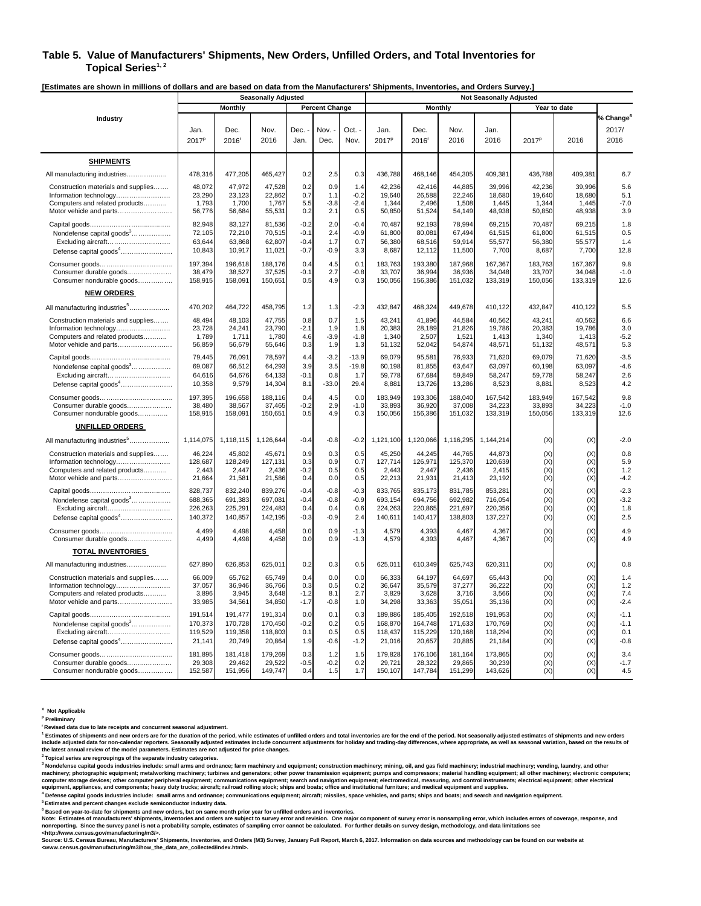## Table 5. Value of Manufacturers' Shipments, New Orders, Unfilled Orders, and Total Inventories for Topical Series[1, 2]

**[Estimates are shown in millions of dollars and are based on data from the Manufacturers' Shipments, Inventories, and Orders Survey.]**

| Industry | Seasonally Adjusted | | | | | | Not Seasonally Adjusted | | | | | | |
|---|---|---|---|---|---|---|---|---|---|---|---|---|---|
| | Monthly | | | Percent Change | | | Monthly | | | | Year to date | | |
| | Jan. 2017[p] | Dec. 2016[r] | Nov. 2016 | Dec. - Jan. | Nov. - Dec. | Oct. - Nov. | Jan. 2017[p] | Dec. 2016[r] | Nov. 2016 | Jan. 2016 | 2017[p] | 2016 | % Change[6] 2017/ 2016 |
| **SHIPMENTS** | | | | | | | | | | | | | |
| All manufacturing industries | 478,316 | 477,205 | 465,427 | 0.2 | 2.5 | 0.3 | 436,788 | 468,146 | 454,305 | 409,381 | 436,788 | 409,381 | 6.7 |
| Construction materials and supplies | 48,072 | 47,972 | 47,528 | 0.2 | 0.9 | 1.4 | 42,236 | 42,416 | 44,885 | 39,996 | 42,236 | 39,996 | 5.6 |
| Information technology | 23,290 | 23,123 | 22,862 | 0.7 | 1.1 | -0.2 | 19,640 | 26,588 | 22,246 | 18,680 | 19,640 | 18,680 | 5.1 |
| Computers and related products | 1,793 | 1,700 | 1,767 | 5.5 | -3.8 | -2.4 | 1,344 | 2,496 | 1,508 | 1,445 | 1,344 | 1,445 | -7.0 |
| Motor vehicle and parts | 56,776 | 56,684 | 55,531 | 0.2 | 2.1 | 0.5 | 50,850 | 51,524 | 54,149 | 48,938 | 50,850 | 48,938 | 3.9 |
| Capital goods | 82,948 | 83,127 | 81,536 | -0.2 | 2.0 | -0.4 | 70,487 | 92,193 | 78,994 | 69,215 | 70,487 | 69,215 | 1.8 |
| Nondefense capital goods[3] | 72,105 | 72,210 | 70,515 | -0.1 | 2.4 | -0.9 | 61,800 | 80,081 | 67,494 | 61,515 | 61,800 | 61,515 | 0.5 |
| Excluding aircraft | 63,644 | 63,868 | 62,807 | -0.4 | 1.7 | 0.7 | 56,380 | 68,516 | 59,914 | 55,577 | 56,380 | 55,577 | 1.4 |
| Defense capital goods[4] | 10,843 | 10,917 | 11,021 | -0.7 | -0.9 | 3.3 | 8,687 | 12,112 | 11,500 | 7,700 | 8,687 | 7,700 | 12.8 |
| Consumer goods | 197,394 | 196,618 | 188,176 | 0.4 | 4.5 | 0.1 | 183,763 | 193,380 | 187,968 | 167,367 | 183,763 | 167,367 | 9.8 |
| Consumer durable goods | 38,479 | 38,527 | 37,525 | -0.1 | 2.7 | -0.8 | 33,707 | 36,994 | 36,936 | 34,048 | 33,707 | 34,048 | -1.0 |
| Consumer nondurable goods | 158,915 | 158,091 | 150,651 | 0.5 | 4.9 | 0.3 | 150,056 | 156,386 | 151,032 | 133,319 | 150,056 | 133,319 | 12.6 |
| **NEW ORDERS** | | | | | | | | | | | | | |
| All manufacturing industries[5] | 470,202 | 464,722 | 458,795 | 1.2 | 1.3 | -2.3 | 432,847 | 468,324 | 449,678 | 410,122 | 432,847 | 410,122 | 5.5 |
| Construction materials and supplies | 48,494 | 48,103 | 47,755 | 0.8 | 0.7 | 1.5 | 43,241 | 41,896 | 44,584 | 40,562 | 43,241 | 40,562 | 6.6 |
| Information technology | 23,728 | 24,241 | 23,790 | -2.1 | 1.9 | 1.8 | 20,383 | 28,189 | 21,826 | 19,786 | 20,383 | 19,786 | 3.0 |
| Computers and related products | 1,789 | 1,711 | 1,780 | 4.6 | -3.9 | -1.8 | 1,340 | 2,507 | 1,521 | 1,413 | 1,340 | 1,413 | -5.2 |
| Motor vehicle and parts | 56,859 | 56,679 | 55,646 | 0.3 | 1.9 | 1.3 | 51,132 | 52,042 | 54,874 | 48,571 | 51,132 | 48,571 | 5.3 |
| Capital goods | 79,445 | 76,091 | 78,597 | 4.4 | -3.2 | -13.9 | 69,079 | 95,581 | 76,933 | 71,620 | 69,079 | 71,620 | -3.5 |
| Nondefense capital goods[3] | 69,087 | 66,512 | 64,293 | 3.9 | 3.5 | -19.8 | 60,198 | 81,855 | 63,647 | 63,097 | 60,198 | 63,097 | -4.6 |
| Excluding aircraft | 64,616 | 64,676 | 64,133 | -0.1 | 0.8 | 1.7 | 59,778 | 67,684 | 59,849 | 58,247 | 59,778 | 58,247 | 2.6 |
| Defense capital goods[4] | 10,358 | 9,579 | 14,304 | 8.1 | -33.0 | 29.4 | 8,881 | 13,726 | 13,286 | 8,523 | 8,881 | 8,523 | 4.2 |
| Consumer goods | 197,395 | 196,658 | 188,116 | 0.4 | 4.5 | 0.0 | 183,949 | 193,306 | 188,040 | 167,542 | 183,949 | 167,542 | 9.8 |
| Consumer durable goods | 38,480 | 38,567 | 37,465 | -0.2 | 2.9 | -1.0 | 33,893 | 36,920 | 37,008 | 34,223 | 33,893 | 34,223 | -1.0 |
| Consumer nondurable goods | 158,915 | 158,091 | 150,651 | 0.5 | 4.9 | 0.3 | 150,056 | 156,386 | 151,032 | 133,319 | 150,056 | 133,319 | 12.6 |
| **UNFILLED ORDERS** | | | | | | | | | | | | | |
| All manufacturing industries[5] | 1,114,075 | 1,118,115 | 1,126,644 | -0.4 | -0.8 | -0.2 | 1,121,100 | 1,120,066 | 1,116,295 | 1,144,214 | (X) | (X) | -2.0 |
| Construction materials and supplies | 46,224 | 45,802 | 45,671 | 0.9 | 0.3 | 0.5 | 45,250 | 44,245 | 44,765 | 44,873 | (X) | (X) | 0.8 |
| Information technology | 128,687 | 128,249 | 127,131 | 0.3 | 0.9 | 0.7 | 127,714 | 126,971 | 125,370 | 120,639 | (X) | (X) | 5.9 |
| Computers and related products | 2,443 | 2,447 | 2,436 | -0.2 | 0.5 | 0.5 | 2,443 | 2,447 | 2,436 | 2,415 | (X) | (X) | 1.2 |
| Motor vehicle and parts | 21,664 | 21,581 | 21,586 | 0.4 | 0.0 | 0.5 | 22,213 | 21,931 | 21,413 | 23,192 | (X) | (X) | -4.2 |
| Capital goods | 828,737 | 832,240 | 839,276 | -0.4 | -0.8 | -0.3 | 833,765 | 835,173 | 831,785 | 853,281 | (X) | (X) | -2.3 |
| Nondefense capital goods[3] | 688,365 | 691,383 | 697,081 | -0.4 | -0.8 | -0.9 | 693,154 | 694,756 | 692,982 | 716,054 | (X) | (X) | -3.2 |
| Excluding aircraft | 226,263 | 225,291 | 224,483 | 0.4 | 0.4 | 0.6 | 224,263 | 220,865 | 221,697 | 220,356 | (X) | (X) | 1.8 |
| Defense capital goods[4] | 140,372 | 140,857 | 142,195 | -0.3 | -0.9 | 2.4 | 140,611 | 140,417 | 138,803 | 137,227 | (X) | (X) | 2.5 |
| Consumer goods | 4,499 | 4,498 | 4,458 | 0.0 | 0.9 | -1.3 | 4,579 | 4,393 | 4,467 | 4,367 | (X) | (X) | 4.9 |
| Consumer durable goods | 4,499 | 4,498 | 4,458 | 0.0 | 0.9 | -1.3 | 4,579 | 4,393 | 4,467 | 4,367 | (X) | (X) | 4.9 |
| **TOTAL INVENTORIES** | | | | | | | | | | | | | |
| All manufacturing industries | 627,890 | 626,853 | 625,011 | 0.2 | 0.3 | 0.5 | 625,011 | 610,349 | 625,743 | 620,311 | (X) | (X) | 0.8 |
| Construction materials and supplies | 66,009 | 65,762 | 65,749 | 0.4 | 0.0 | 0.0 | 66,333 | 64,197 | 64,697 | 65,443 | (X) | (X) | 1.4 |
| Information technology | 37,057 | 36,946 | 36,766 | 0.3 | 0.5 | 0.2 | 36,647 | 35,579 | 37,277 | 36,222 | (X) | (X) | 1.2 |
| Computers and related products | 3,896 | 3,945 | 3,648 | -1.2 | 8.1 | 2.7 | 3,829 | 3,628 | 3,716 | 3,566 | (X) | (X) | 7.4 |
| Motor vehicle and parts | 33,985 | 34,561 | 34,850 | -1.7 | -0.8 | 1.0 | 34,298 | 33,363 | 35,051 | 35,136 | (X) | (X) | -2.4 |
| Capital goods | 191,514 | 191,477 | 191,314 | 0.0 | 0.1 | 0.3 | 189,886 | 185,405 | 192,518 | 191,953 | (X) | (X) | -1.1 |
| Nondefense capital goods[3] | 170,373 | 170,728 | 170,450 | -0.2 | 0.2 | 0.5 | 168,870 | 164,748 | 171,633 | 170,769 | (X) | (X) | -1.1 |
| Excluding aircraft | 119,529 | 119,358 | 118,803 | 0.1 | 0.5 | 0.5 | 118,437 | 115,229 | 120,168 | 118,294 | (X) | (X) | 0.1 |
| Defense capital goods[4] | 21,141 | 20,749 | 20,864 | 1.9 | -0.6 | -1.2 | 21,016 | 20,657 | 20,885 | 21,184 | (X) | (X) | -0.8 |
| Consumer goods | 181,895 | 181,418 | 179,269 | 0.3 | 1.2 | 1.5 | 179,828 | 176,106 | 181,164 | 173,865 | (X) | (X) | 3.4 |
| Consumer durable goods | 29,308 | 29,462 | 29,522 | -0.5 | -0.2 | 0.2 | 29,721 | 28,322 | 29,865 | 30,239 | (X) | (X) | -1.7 |
| Consumer nondurable goods | 152,587 | 151,956 | 149,747 | 0.4 | 1.5 | 1.7 | 150,107 | 147,784 | 151,299 | 143,626 | (X) | (X) | 4.5 |

[X] Not Applicable

[p] Preliminary

[r] Revised data due to late receipts and concurrent seasonal adjustment.

[1] Estimates of shipments and new orders are for the duration of the period, while estimates of unfilled orders and total inventories are for the end of the period. Not seasonally adjusted estimates of shipments and new orders include adjusted data for non-calendar reporters. Seasonally adjusted estimates include concurrent adjustments for holiday and trading-day differences, where appropriate, as well as seasonal variation, based on the results of the latest annual review of the model parameters. Estimates are not adjusted for price changes.

[2] Topical series are regroupings of the separate industry categories.

[3] Nondefense capital goods industries include: small arms and ordnance; farm machinery and equipment; construction machinery; mining, oil, and gas field machinery; industrial machinery; vending, laundry, and other machinery; photographic equipment; metalworking machinery; turbines and generators; other power transmission equipment; pumps and compressors; material handling equipment; all other machinery; electronic computers; computer storage devices; other computer peripheral equipment; communications equipment; search and navigation equipment; electromedical, measuring, and control instruments; electrical equipment; other electrical equipment, appliances, and components; heavy duty trucks; aircraft; railroad rolling stock; ships and boats; office and institutional furniture; and medical equipment and supplies.

[4] Defense capital goods industries include: small arms and ordnance; communications equipment; aircraft; missiles, space vehicles, and parts; ships and boats; and search and navigation equipment.

[5] Estimates and percent changes exclude semiconductor industry data.

[6] Based on year-to-date for shipments and new orders, but on same month prior year for unfilled orders and inventories.

Note: Estimates of manufacturers' shipments, inventories and orders are subject to survey error and revision. One major component of survey error is nonsampling error, which includes errors of coverage, response, and nonreporting. Since the survey panel is not a probability sample, estimates of sampling error cannot be calculated. For further details on survey design, methodology, and data limitations see <http://www.census.gov/manufacturing/m3/>.

Source: U.S. Census Bureau, Manufacturers' Shipments, Inventories, and Orders (M3) Survey, January Full Report, March 6, 2017. Information on data sources and methodology can be found on our website at <www.census.gov/manufacturing/m3/how_the_data_are_collected/index.html>.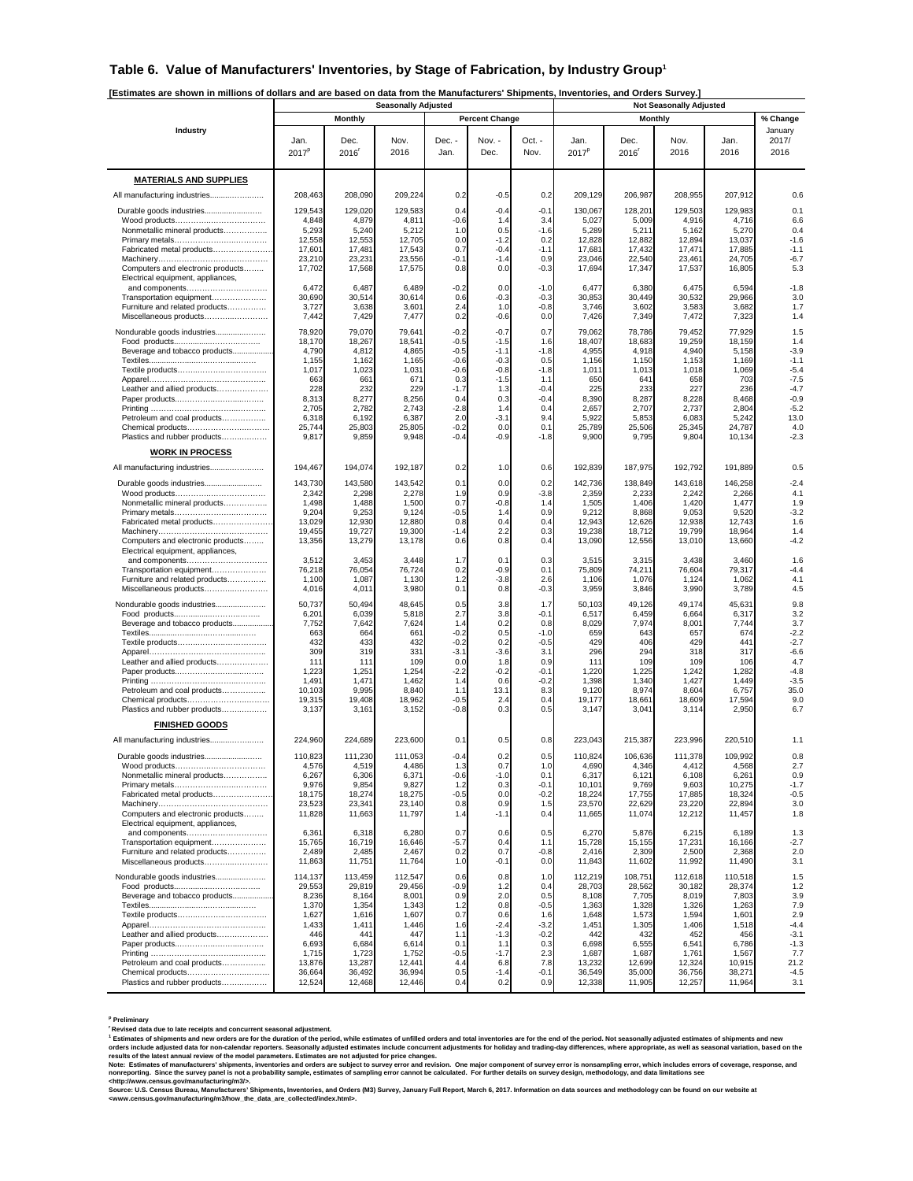## Table 6. Value of Manufacturers' Inventories, by Stage of Fabrication, by Industry Group[1]

**[Estimates are shown in millions of dollars and are based on data from the Manufacturers' Shipments, Inventories, and Orders Survey.]**

| Industry | Seasonally Adjusted | | | | | | Not Seasonally Adjusted | | | | |
|---|---|---|---|---|---|---|---|---|---|---|---|
| | Monthly | | | Percent Change | | | Monthly | | | | % Change |
| | Jan. 2017[p] | Dec. 2016[r] | Nov. 2016 | Dec. - Jan. | Nov. - Dec. | Oct. - Nov. | Jan. 2017[p] | Dec. 2016[r] | Nov. 2016 | Jan. 2016 | January 2017/ 2016 |
| **MATERIALS AND SUPPLIES** | | | | | | | | | | | |
| All manufacturing industries | 208,463 | 208,090 | 209,224 | 0.2 | -0.5 | 0.2 | 209,129 | 206,987 | 208,955 | 207,912 | 0.6 |
| Durable goods industries | 129,543 | 129,020 | 129,583 | 0.4 | -0.4 | -0.1 | 130,067 | 128,201 | 129,503 | 129,983 | 0.1 |
| Wood products | 4,848 | 4,879 | 4,811 | -0.6 | 1.4 | 3.4 | 5,027 | 5,009 | 4,916 | 4,716 | 6.6 |
| Nonmetallic mineral products | 5,293 | 5,240 | 5,212 | 1.0 | 0.5 | -1.6 | 5,289 | 5,211 | 5,162 | 5,270 | 0.4 |
| Primary metals | 12,558 | 12,553 | 12,705 | 0.0 | -1.2 | 0.2 | 12,828 | 12,882 | 12,894 | 13,037 | -1.6 |
| Fabricated metal products | 17,601 | 17,481 | 17,543 | 0.7 | -0.4 | -1.1 | 17,681 | 17,432 | 17,471 | 17,885 | -1.1 |
| Machinery | 23,210 | 23,231 | 23,556 | -0.1 | -1.4 | 0.9 | 23,046 | 22,540 | 23,461 | 24,705 | -6.7 |
| Computers and electronic products | 17,702 | 17,568 | 17,575 | 0.8 | 0.0 | -0.3 | 17,694 | 17,347 | 17,537 | 16,805 | 5.3 |
| Electrical equipment, appliances, and components | 6,472 | 6,487 | 6,489 | -0.2 | 0.0 | -1.0 | 6,477 | 6,380 | 6,475 | 6,594 | -1.8 |
| Transportation equipment | 30,690 | 30,514 | 30,614 | 0.6 | -0.3 | -0.3 | 30,853 | 30,449 | 30,532 | 29,966 | 3.0 |
| Furniture and related products | 3,727 | 3,638 | 3,601 | 2.4 | 1.0 | -0.8 | 3,746 | 3,602 | 3,583 | 3,682 | 1.7 |
| Miscellaneous products | 7,442 | 7,429 | 7,477 | 0.2 | -0.6 | 0.0 | 7,426 | 7,349 | 7,472 | 7,323 | 1.4 |
| Nondurable goods industries | 78,920 | 79,070 | 79,641 | -0.2 | -0.7 | 0.7 | 79,062 | 78,786 | 79,452 | 77,929 | 1.5 |
| Food products | 18,170 | 18,267 | 18,541 | -0.5 | -1.5 | 1.6 | 18,407 | 18,683 | 19,259 | 18,159 | 1.4 |
| Beverage and tobacco products | 4,790 | 4,812 | 4,865 | -0.5 | -1.1 | -1.8 | 4,955 | 4,918 | 4,940 | 5,158 | -3.9 |
| Textiles | 1,155 | 1,162 | 1,165 | -0.6 | -0.3 | 0.5 | 1,156 | 1,150 | 1,153 | 1,169 | -1.1 |
| Textile products | 1,017 | 1,023 | 1,031 | -0.6 | -0.8 | -1.8 | 1,011 | 1,013 | 1,018 | 1,069 | -5.4 |
| Apparel | 663 | 661 | 671 | 0.3 | -1.5 | 1.1 | 650 | 641 | 658 | 703 | -7.5 |
| Leather and allied products | 228 | 232 | 229 | -1.7 | 1.3 | -0.4 | 225 | 233 | 227 | 236 | -4.7 |
| Paper products | 8,313 | 8,277 | 8,256 | 0.4 | 0.3 | -0.4 | 8,390 | 8,287 | 8,228 | 8,468 | -0.9 |
| Printing | 2,705 | 2,782 | 2,743 | -2.8 | 1.4 | 0.4 | 2,657 | 2,707 | 2,737 | 2,804 | -5.2 |
| Petroleum and coal products | 6,318 | 6,192 | 6,387 | 2.0 | -3.1 | 9.4 | 5,922 | 5,853 | 6,083 | 5,242 | 13.0 |
| Chemical products | 25,744 | 25,803 | 25,805 | -0.2 | 0.0 | 0.1 | 25,789 | 25,506 | 25,345 | 24,787 | 4.0 |
| Plastics and rubber products | 9,817 | 9,859 | 9,948 | -0.4 | -0.9 | -1.8 | 9,900 | 9,795 | 9,804 | 10,134 | -2.3 |
| **WORK IN PROCESS** | | | | | | | | | | | |
| All manufacturing industries | 194,467 | 194,074 | 192,187 | 0.2 | 1.0 | 0.6 | 192,839 | 187,975 | 192,792 | 191,889 | 0.5 |
| Durable goods industries | 143,730 | 143,580 | 143,542 | 0.1 | 0.0 | 0.2 | 142,736 | 138,849 | 143,618 | 146,258 | -2.4 |
| Wood products | 2,342 | 2,298 | 2,278 | 1.9 | 0.9 | -3.8 | 2,359 | 2,233 | 2,242 | 2,266 | 4.1 |
| Nonmetallic mineral products | 1,498 | 1,488 | 1,500 | 0.7 | -0.8 | 1.4 | 1,505 | 1,406 | 1,420 | 1,477 | 1.9 |
| Primary metals | 9,204 | 9,253 | 9,124 | -0.5 | 1.4 | 0.9 | 9,212 | 8,868 | 9,053 | 9,520 | -3.2 |
| Fabricated metal products | 13,029 | 12,930 | 12,880 | 0.8 | 0.4 | 0.4 | 12,943 | 12,626 | 12,938 | 12,743 | 1.6 |
| Machinery | 19,455 | 19,727 | 19,300 | -1.4 | 2.2 | 0.3 | 19,238 | 18,712 | 19,799 | 18,964 | 1.4 |
| Computers and electronic products | 13,356 | 13,279 | 13,178 | 0.6 | 0.8 | 0.4 | 13,090 | 12,556 | 13,010 | 13,660 | -4.2 |
| Electrical equipment, appliances, and components | 3,512 | 3,453 | 3,448 | 1.7 | 0.1 | 0.3 | 3,515 | 3,315 | 3,438 | 3,460 | 1.6 |
| Transportation equipment | 76,218 | 76,054 | 76,724 | 0.2 | -0.9 | 0.1 | 75,809 | 74,211 | 76,604 | 79,317 | -4.4 |
| Furniture and related products | 1,100 | 1,087 | 1,130 | 1.2 | -3.8 | 2.6 | 1,106 | 1,076 | 1,124 | 1,062 | 4.1 |
| Miscellaneous products | 4,016 | 4,011 | 3,980 | 0.1 | 0.8 | -0.3 | 3,959 | 3,846 | 3,990 | 3,789 | 4.5 |
| Nondurable goods industries | 50,737 | 50,494 | 48,645 | 0.5 | 3.8 | 1.7 | 50,103 | 49,126 | 49,174 | 45,631 | 9.8 |
| Food products | 6,201 | 6,039 | 5,818 | 2.7 | 3.8 | -0.1 | 6,517 | 6,459 | 6,664 | 6,317 | 3.2 |
| Beverage and tobacco products | 7,752 | 7,642 | 7,624 | 1.4 | 0.2 | 0.8 | 8,029 | 7,974 | 8,001 | 7,744 | 3.7 |
| Textiles | 663 | 664 | 661 | -0.2 | 0.5 | -1.0 | 659 | 643 | 657 | 674 | -2.2 |
| Textile products | 432 | 433 | 432 | -0.2 | 0.2 | -0.5 | 429 | 406 | 429 | 441 | -2.7 |
| Apparel | 309 | 319 | 331 | -3.1 | -3.6 | 3.1 | 296 | 294 | 318 | 317 | -6.6 |
| Leather and allied products | 111 | 111 | 109 | 0.0 | 1.8 | 0.9 | 111 | 109 | 109 | 106 | 4.7 |
| Paper products | 1,223 | 1,251 | 1,254 | -2.2 | -0.2 | -0.1 | 1,220 | 1,225 | 1,242 | 1,282 | -4.8 |
| Printing | 1,491 | 1,471 | 1,462 | 1.4 | 0.6 | -0.2 | 1,398 | 1,340 | 1,427 | 1,449 | -3.5 |
| Petroleum and coal products | 10,103 | 9,995 | 8,840 | 1.1 | 13.1 | 8.3 | 9,120 | 8,974 | 8,604 | 6,757 | 35.0 |
| Chemical products | 19,315 | 19,408 | 18,962 | -0.5 | 2.4 | 0.4 | 19,177 | 18,661 | 18,609 | 17,594 | 9.0 |
| Plastics and rubber products | 3,137 | 3,161 | 3,152 | -0.8 | 0.3 | 0.5 | 3,147 | 3,041 | 3,114 | 2,950 | 6.7 |
| **FINISHED GOODS** | | | | | | | | | | | |
| All manufacturing industries | 224,960 | 224,689 | 223,600 | 0.1 | 0.5 | 0.8 | 223,043 | 215,387 | 223,996 | 220,510 | 1.1 |
| Durable goods industries | 110,823 | 111,230 | 111,053 | -0.4 | 0.2 | 0.5 | 110,824 | 106,636 | 111,378 | 109,992 | 0.8 |
| Wood products | 4,576 | 4,519 | 4,486 | 1.3 | 0.7 | 1.0 | 4,690 | 4,346 | 4,412 | 4,568 | 2.7 |
| Nonmetallic mineral products | 6,267 | 6,306 | 6,371 | -0.6 | -1.0 | 0.1 | 6,317 | 6,121 | 6,108 | 6,261 | 0.9 |
| Primary metals | 9,976 | 9,854 | 9,827 | 1.2 | 0.3 | -0.1 | 10,101 | 9,769 | 9,603 | 10,275 | -1.7 |
| Fabricated metal products | 18,175 | 18,274 | 18,275 | -0.5 | 0.0 | -0.2 | 18,224 | 17,755 | 17,885 | 18,324 | -0.5 |
| Machinery | 23,523 | 23,341 | 23,140 | 0.8 | 0.9 | 1.5 | 23,570 | 22,629 | 23,220 | 22,894 | 3.0 |
| Computers and electronic products | 11,828 | 11,663 | 11,797 | 1.4 | -1.1 | 0.4 | 11,665 | 11,074 | 12,212 | 11,457 | 1.8 |
| Electrical equipment, appliances, and components | 6,361 | 6,318 | 6,280 | 0.7 | 0.6 | 0.5 | 6,270 | 5,876 | 6,215 | 6,189 | 1.3 |
| Transportation equipment | 15,765 | 16,719 | 16,646 | -5.7 | 0.4 | 1.1 | 15,728 | 15,155 | 17,231 | 16,166 | -2.7 |
| Furniture and related products | 2,489 | 2,485 | 2,467 | 0.2 | 0.7 | -0.8 | 2,416 | 2,309 | 2,500 | 2,368 | 2.0 |
| Miscellaneous products | 11,863 | 11,751 | 11,764 | 1.0 | -0.1 | 0.0 | 11,843 | 11,602 | 11,992 | 11,490 | 3.1 |
| Nondurable goods industries | 114,137 | 113,459 | 112,547 | 0.6 | 0.8 | 1.0 | 112,219 | 108,751 | 112,618 | 110,518 | 1.5 |
| Food products | 29,553 | 29,819 | 29,456 | -0.9 | 1.2 | 0.4 | 28,703 | 28,562 | 30,182 | 28,374 | 1.2 |
| Beverage and tobacco products | 8,236 | 8,164 | 8,001 | 0.9 | 2.0 | 0.5 | 8,108 | 7,705 | 8,019 | 7,803 | 3.9 |
| Textiles | 1,370 | 1,354 | 1,343 | 1.2 | 0.8 | -0.5 | 1,363 | 1,328 | 1,326 | 1,263 | 7.9 |
| Textile products | 1,627 | 1,616 | 1,607 | 0.7 | 0.6 | 1.6 | 1,648 | 1,573 | 1,594 | 1,601 | 2.9 |
| Apparel | 1,433 | 1,411 | 1,446 | 1.6 | -2.4 | -3.2 | 1,451 | 1,305 | 1,406 | 1,518 | -4.4 |
| Leather and allied products | 446 | 441 | 447 | 1.1 | -1.3 | -0.2 | 442 | 432 | 452 | 456 | -3.1 |
| Paper products | 6,693 | 6,684 | 6,614 | 0.1 | 1.1 | 0.3 | 6,698 | 6,555 | 6,541 | 6,786 | -1.3 |
| Printing | 1,715 | 1,723 | 1,752 | -0.5 | -1.7 | 2.3 | 1,687 | 1,687 | 1,761 | 1,567 | 7.7 |
| Petroleum and coal products | 13,876 | 13,287 | 12,441 | 4.4 | 6.8 | 7.8 | 13,232 | 12,699 | 12,324 | 10,915 | 21.2 |
| Chemical products | 36,664 | 36,492 | 36,994 | 0.5 | -1.4 | -0.1 | 36,549 | 35,000 | 36,756 | 38,271 | -4.5 |
| Plastics and rubber products | 12,524 | 12,468 | 12,446 | 0.4 | 0.2 | 0.9 | 12,338 | 11,905 | 12,257 | 11,964 | 3.1 |

[p] Preliminary

[r] Revised data due to late receipts and concurrent seasonal adjustment.

[1] Estimates of shipments and new orders are for the duration of the period, while estimates of unfilled orders and total inventories are for the end of the period. Not seasonally adjusted estimates of shipments and new orders include adjusted data for non-calendar reporters. Seasonally adjusted estimates include concurrent adjustments for holiday and trading-day differences, where appropriate, as well as seasonal variation, based on the results of the latest annual review of the model parameters. Estimates are not adjusted for price changes.

Note: Estimates of manufacturers' shipments, inventories and orders are subject to survey error and revision. One major component of survey error is nonsampling error, which includes errors of coverage, response, and nonreporting. Since the survey panel is not a probability sample, estimates of sampling error cannot be calculated. For further details on survey design, methodology, and data limitations see <http://www.census.gov/manufacturing/m3/>.

Source: U.S. Census Bureau, Manufacturers' Shipments, Inventories, and Orders (M3) Survey, January Full Report, March 6, 2017. Information on data sources and methodology can be found on our website at <www.census.gov/manufacturing/m3/how_the_data_are_collected/index.html>.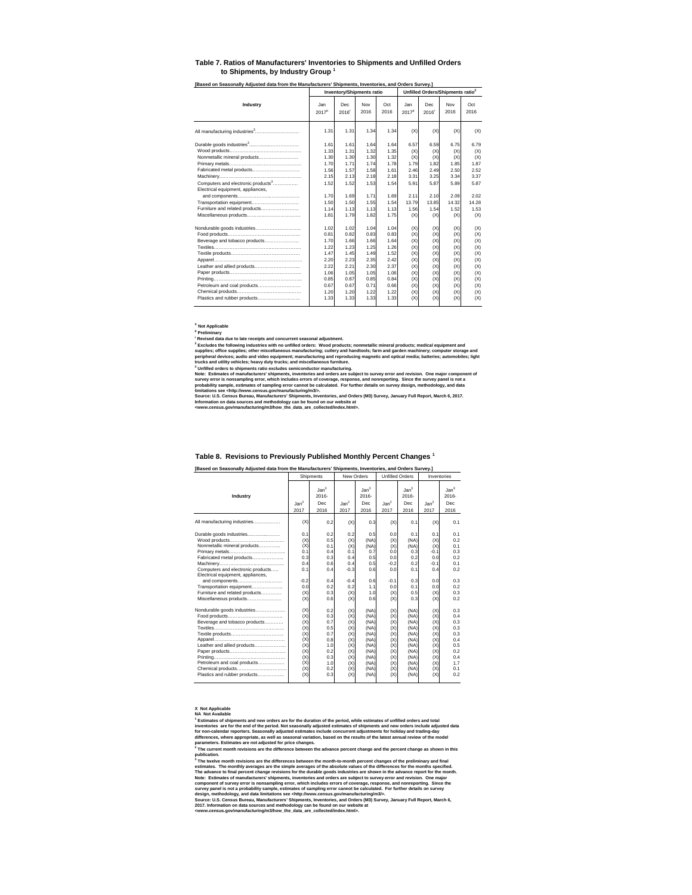## Table 7. Ratios of Manufacturers' Inventories to Shipments and Unfilled Orders to Shipments, by Industry Group [1]

[Based on Seasonally Adjusted data from the Manufacturers' Shipments, Inventories, and Orders Survey.]

| Industry | Inventory/Shipments ratio | | | | Unfilled Orders/Shipments ratio[2] | | | |
|---|---|---|---|---|---|---|---|---|
| | Jan 2017[p] | Dec 2016[r] | Nov 2016 | Oct 2016 | Jan 2017[p] | Dec 2016[r] | Nov 2016 | Oct 2016 |
| All manufacturing industries[3]............................ | 1.31 | 1.31 | 1.34 | 1.34 | (X) | (X) | (X) | (X) |
| Durable goods industries[3]................................ | 1.61 | 1.61 | 1.64 | 1.64 | 6.57 | 6.59 | 6.75 | 6.79 |
| Wood products.............................................. | 1.33 | 1.31 | 1.32 | 1.35 | (X) | (X) | (X) | (X) |
| Nonmetallic mineral products.......................... | 1.30 | 1.30 | 1.30 | 1.32 | (X) | (X) | (X) | (X) |
| Primary metals.............................................. | 1.70 | 1.71 | 1.74 | 1.78 | 1.79 | 1.82 | 1.85 | 1.87 |
| Fabricated metal products............................... | 1.56 | 1.57 | 1.58 | 1.61 | 2.46 | 2.49 | 2.50 | 2.52 |
| Machinery.................................................... | 2.15 | 2.13 | 2.18 | 2.18 | 3.31 | 3.25 | 3.34 | 3.37 |
| Computers and electronic products[3]................ | 1.52 | 1.52 | 1.53 | 1.54 | 5.91 | 5.87 | 5.89 | 5.87 |
| Electrical equipment, appliances, and components.......................................... | 1.70 | 1.69 | 1.71 | 1.69 | 2.11 | 2.10 | 2.09 | 2.02 |
| Transportation equipment............................... | 1.50 | 1.50 | 1.55 | 1.54 | 13.79 | 13.85 | 14.32 | 14.28 |
| Furniture and related products........................ | 1.14 | 1.13 | 1.13 | 1.13 | 1.56 | 1.54 | 1.52 | 1.53 |
| Miscellaneous products.................................. | 1.81 | 1.79 | 1.82 | 1.75 | (X) | (X) | (X) | (X) |
| Nondurable goods industries............................ | 1.02 | 1.02 | 1.04 | 1.04 | (X) | (X) | (X) | (X) |
| Food products.............................................. | 0.81 | 0.82 | 0.83 | 0.83 | (X) | (X) | (X) | (X) |
| Beverage and tobacco products........................ | 1.70 | 1.66 | 1.66 | 1.64 | (X) | (X) | (X) | (X) |
| Textiles....................................................... | 1.22 | 1.23 | 1.25 | 1.26 | (X) | (X) | (X) | (X) |
| Textile products............................................ | 1.47 | 1.45 | 1.49 | 1.52 | (X) | (X) | (X) | (X) |
| Apparel....................................................... | 2.20 | 2.23 | 2.35 | 2.42 | (X) | (X) | (X) | (X) |
| Leather and allied products............................. | 2.22 | 2.21 | 2.30 | 2.37 | (X) | (X) | (X) | (X) |
| Paper products.............................................. | 1.06 | 1.05 | 1.05 | 1.06 | (X) | (X) | (X) | (X) |
| Printing....................................................... | 0.85 | 0.87 | 0.85 | 0.84 | (X) | (X) | (X) | (X) |
| Petroleum and coal products........................... | 0.67 | 0.67 | 0.71 | 0.66 | (X) | (X) | (X) | (X) |
| Chemical products......................................... | 1.20 | 1.20 | 1.22 | 1.22 | (X) | (X) | (X) | (X) |
| Plastics and rubber products........................... | 1.33 | 1.33 | 1.33 | 1.33 | (X) | (X) | (X) | (X) |

[X] Not Applicable
[p] Preliminary
[r] Revised data due to late receipts and concurrent seasonal adjustment.
[2] Excludes the following industries with no unfilled orders: Wood products; nonmetallic mineral products; medical equipment and supplies; office supplies; other miscellaneous manufacturing; cutlery and handtools; farm and garden machinery; computer storage and peripheral devices; audio and video equipment; manufacturing and reproducing magnetic and optical media; batteries; automobiles; light trucks and utility vehicles; heavy duty trucks; and miscellaneous furniture.
[3] Unfilled orders to shipments ratio excludes semiconductor manufacturing.
Note: Estimates of manufacturers' shipments, inventories and orders are subject to survey error and revision. One major component of survey error is nonsampling error, which includes errors of coverage, response, and nonreporting. Since the survey panel is not a probability sample, estimates of sampling error cannot be calculated. For further details on survey design, methodology, and data limitations see <http://www.census.gov/manufacturing/m3/>.
Source: U.S. Census Bureau, Manufacturers' Shipments, Inventories, and Orders (M3) Survey, January Full Report, March 6, 2017. Information on data sources and methodology can be found on our website at <www.census.gov/manufacturing/m3/how_the_data_are_collected/index.html>.

## Table 8. Revisions to Previously Published Monthly Percent Changes [1]

[Based on Seasonally Adjusted data from the Manufacturers' Shipments, Inventories, and Orders Survey.]

| Industry | Shipments | | New Orders | | Unfilled Orders | | Inventories | |
|---|---|---|---|---|---|---|---|---|
| | Jan[2] 2017 | Jan[3] 2016-Dec 2016 | Jan[2] 2017 | Jan[3] 2016-Dec 2016 | Jan[2] 2017 | Jan[3] 2016-Dec 2016 | Jan[2] 2017 | Jan[3] 2016-Dec 2016 |
| All manufacturing industries.................. | (X) | 0.2 | (X) | 0.3 | (X) | 0.1 | (X) | 0.1 |
| Durable goods industries...................... | 0.1 | 0.2 | 0.2 | 0.5 | 0.0 | 0.1 | 0.1 | 0.1 |
| Wood products.................................. | (X) | 0.5 | (X) | (NA) | (X) | (NA) | (X) | 0.2 |
| Nonmetallic mineral products............... | (X) | 0.1 | (X) | (NA) | (X) | (NA) | (X) | 0.1 |
| Primary metals.................................. | 0.1 | 0.4 | 0.1 | 0.7 | 0.0 | 0.3 | -0.1 | 0.3 |
| Fabricated metal products................... | 0.3 | 0.3 | 0.4 | 0.5 | 0.0 | 0.2 | 0.0 | 0.2 |
| Machinery........................................ | 0.4 | 0.6 | 0.4 | 0.5 | -0.2 | 0.2 | -0.1 | 0.1 |
| Computers and electronic products...... | 0.1 | 0.4 | -0.3 | 0.6 | 0.0 | 0.1 | 0.4 | 0.2 |
| Electrical equipment, appliances, and components.............................. | -0.2 | 0.4 | -0.4 | 0.6 | -0.1 | 0.3 | 0.0 | 0.3 |
| Transportation equipment.................... | 0.0 | 0.2 | 0.2 | 1.1 | 0.0 | 0.1 | 0.0 | 0.2 |
| Furniture and related products............. | (X) | 0.3 | (X) | 1.0 | (X) | 0.5 | (X) | 0.3 |
| Miscellaneous products...................... | (X) | 0.6 | (X) | 0.6 | (X) | 0.3 | (X) | 0.2 |
| Nondurable goods industries................. | (X) | 0.2 | (X) | (NA) | (X) | (NA) | (X) | 0.3 |
| Food products................................... | (X) | 0.3 | (X) | (NA) | (X) | (NA) | (X) | 0.4 |
| Beverage and tobacco products............ | (X) | 0.7 | (X) | (NA) | (X) | (NA) | (X) | 0.3 |
| Textiles............................................ | (X) | 0.5 | (X) | (NA) | (X) | (NA) | (X) | 0.3 |
| Textile products................................. | (X) | 0.7 | (X) | (NA) | (X) | (NA) | (X) | 0.3 |
| Apparel............................................ | (X) | 0.8 | (X) | (NA) | (X) | (NA) | (X) | 0.4 |
| Leather and allied products.................. | (X) | 1.0 | (X) | (NA) | (X) | (NA) | (X) | 0.5 |
| Paper products.................................. | (X) | 0.2 | (X) | (NA) | (X) | (NA) | (X) | 0.2 |
| Printing............................................ | (X) | 0.3 | (X) | (NA) | (X) | (NA) | (X) | 0.4 |
| Petroleum and coal products................ | (X) | 1.0 | (X) | (NA) | (X) | (NA) | (X) | 1.7 |
| Chemical products.............................. | (X) | 0.2 | (X) | (NA) | (X) | (NA) | (X) | 0.1 |
| Plastics and rubber products................ | (X) | 0.3 | (X) | (NA) | (X) | (NA) | (X) | 0.2 |

X Not Applicable
NA Not Available
[1] Estimates of shipments and new orders are for the duration of the period, while estimates of unfilled orders and total inventories are for the end of the period. Not seasonally adjusted estimates of shipments and new orders include adjusted data for non-calendar reporters. Seasonally adjusted estimates include concurrent adjustments for holiday and trading-day differences, where appropriate, as well as seasonal variation, based on the results of the latest annual review of the model parameters. Estimates are not adjusted for price changes.
[2] The current month revisions are the difference between the advance percent change and the percent change as shown in this publication.
[3] The twelve month revisions are the differences between the month-to-month percent changes of the preliminary and final estimates. The monthly averages are the simple averages of the absolute values of the differences for the months specified. The advance to final percent change revisions for the durable goods industries are shown in the advance report for the month.
Note: Estimates of manufacturers' shipments, inventories and orders are subject to survey error and revision. One major component of survey error is nonsampling error, which includes errors of coverage, response, and nonreporting. Since the survey panel is not a probability sample, estimates of sampling error cannot be calculated. For further details on survey design, methodology, and data limitations see <http://www.census.gov/manufacturing/m3/>.
Source: U.S. Census Bureau, Manufacturers' Shipments, Inventories, and Orders (M3) Survey, January Full Report, March 6, 2017. Information on data sources and methodology can be found on our website at <www.census.gov/manufacturing/m3/how_the_data_are_collected/index.html>.